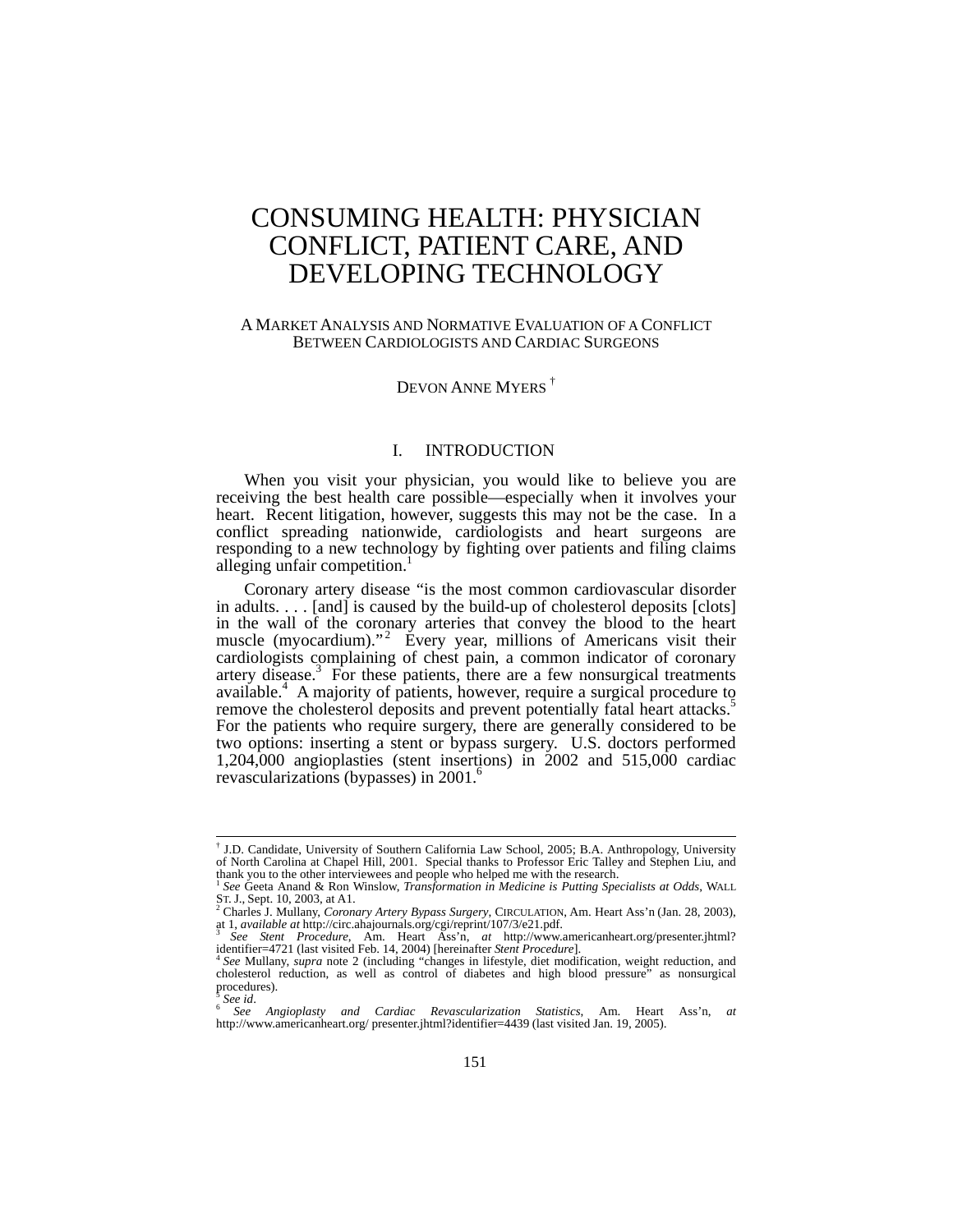# CONSUMING HEALTH: PHYSICIAN CONFLICT, PATIENT CARE, AND DEVELOPING TECHNOLOGY

## A MARKET ANALYSIS AND NORMATIVE EVALUATION OF A CONFLICT BETWEEN CARDIOLOGISTS AND CARDIAC SURGEONS

DEVON ANNE MYERS [†]

## I. INTRODUCTION

When you visit your physician, you would like to believe you are receiving the best health care possible—especially when it involves your heart. Recent litigation, however, suggests this may not be the case. In a conflict spreading nationwide, cardiologists and heart surgeons are responding to a new technology by fighting over patients and filing claims alleging unfair competition.[1]

Coronary artery disease "is the most common cardiovascular disorder in adults. . . . [and] is caused by the build-up of cholesterol deposits [clots] in the wall of the coronary arteries that convey the blood to the heart muscle (myocardium)."[2] Every year, millions of Americans visit their cardiologists complaining of chest pain, a common indicator of coronary artery disease.[3] For these patients, there are a few nonsurgical treatments available.[4] A majority of patients, however, require a surgical procedure to remove the cholesterol deposits and prevent potentially fatal heart attacks.[5] For the patients who require surgery, there are generally considered to be two options: inserting a stent or bypass surgery. U.S. doctors performed 1,204,000 angioplasties (stent insertions) in 2002 and 515,000 cardiac revascularizations (bypasses) in 2001.[6]

---

† J.D. Candidate, University of Southern California Law School, 2005; B.A. Anthropology, University of North Carolina at Chapel Hill, 2001. Special thanks to Professor Eric Talley and Stephen Liu, and thank you to the other interviewees and people who helped me with the research.

1 *See* Geeta Anand & Ron Winslow, *Transformation in Medicine is Putting Specialists at Odds*, WALL ST. J., Sept. 10, 2003, at A1.

2 Charles J. Mullany, *Coronary Artery Bypass Surgery*, CIRCULATION, Am. Heart Ass'n (Jan. 28, 2003), at 1, *available at* http://circ.ahajournals.org/cgi/reprint/107/3/e21.pdf.

3 *See Stent Procedure*, Am. Heart Ass'n, *at* http://www.americanheart.org/presenter.jhtml?identifier=4721 (last visited Feb. 14, 2004) [hereinafter *Stent Procedure*].

4 *See* Mullany, *supra* note 2 (including "changes in lifestyle, diet modification, weight reduction, and cholesterol reduction, as well as control of diabetes and high blood pressure" as nonsurgical procedures).

5 *See id*.

6 *See Angioplasty and Cardiac Revascularization Statistics*, Am. Heart Ass'n, *at* http://www.americanheart.org/ presenter.jhtml?identifier=4439 (last visited Jan. 19, 2005).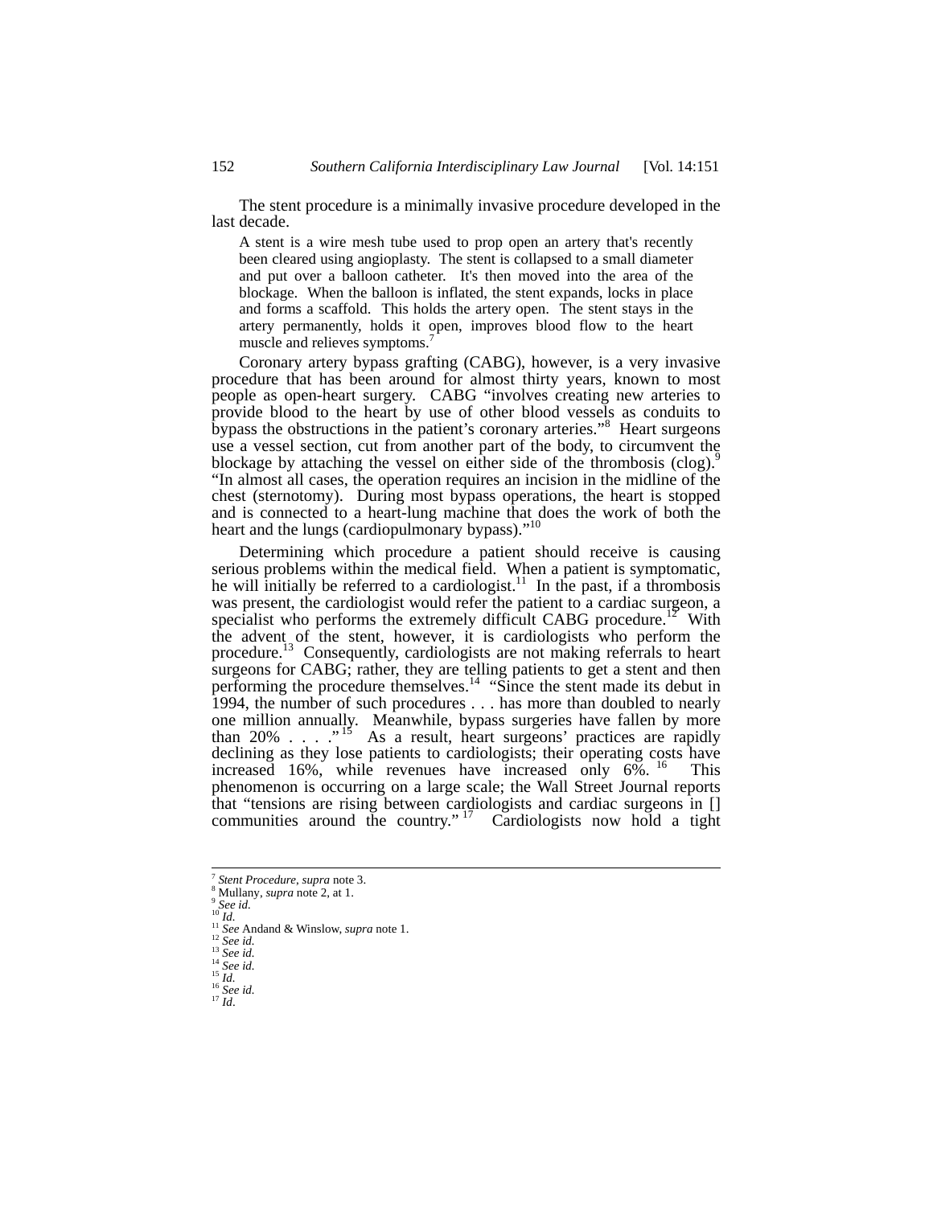The stent procedure is a minimally invasive procedure developed in the last decade.

> A stent is a wire mesh tube used to prop open an artery that's recently been cleared using angioplasty. The stent is collapsed to a small diameter and put over a balloon catheter. It's then moved into the area of the blockage. When the balloon is inflated, the stent expands, locks in place and forms a scaffold. This holds the artery open. The stent stays in the artery permanently, holds it open, improves blood flow to the heart muscle and relieves symptoms.[7]

Coronary artery bypass grafting (CABG), however, is a very invasive procedure that has been around for almost thirty years, known to most people as open-heart surgery. CABG "involves creating new arteries to provide blood to the heart by use of other blood vessels as conduits to bypass the obstructions in the patient's coronary arteries."[8] Heart surgeons use a vessel section, cut from another part of the body, to circumvent the blockage by attaching the vessel on either side of the thrombosis (clog).[9] "In almost all cases, the operation requires an incision in the midline of the chest (sternotomy). During most bypass operations, the heart is stopped and is connected to a heart-lung machine that does the work of both the heart and the lungs (cardiopulmonary bypass)."[10]

Determining which procedure a patient should receive is causing serious problems within the medical field. When a patient is symptomatic, he will initially be referred to a cardiologist.[11] In the past, if a thrombosis was present, the cardiologist would refer the patient to a cardiac surgeon, a specialist who performs the extremely difficult CABG procedure.[12] With the advent of the stent, however, it is cardiologists who perform the procedure.[13] Consequently, cardiologists are not making referrals to heart surgeons for CABG; rather, they are telling patients to get a stent and then performing the procedure themselves.[14] "Since the stent made its debut in 1994, the number of such procedures . . . has more than doubled to nearly one million annually. Meanwhile, bypass surgeries have fallen by more than 20% . . . ."[15] As a result, heart surgeons' practices are rapidly declining as they lose patients to cardiologists; their operating costs have increased 16%, while revenues have increased only 6%.[16] This phenomenon is occurring on a large scale; the Wall Street Journal reports that "tensions are rising between cardiologists and cardiac surgeons in [] communities around the country."[17] Cardiologists now hold a tight

---

[7] *Stent Procedure*, *supra* note 3.
[8] Mullany, *supra* note 2, at 1.
[9] *See id.*
[10] *Id.*
[11] *See* Andand & Winslow, *supra* note 1.
[12] *See id.*
[13] *See id.*
[14] *See id.*
[15] *Id.*
[16] *See id.*
[17] *Id*.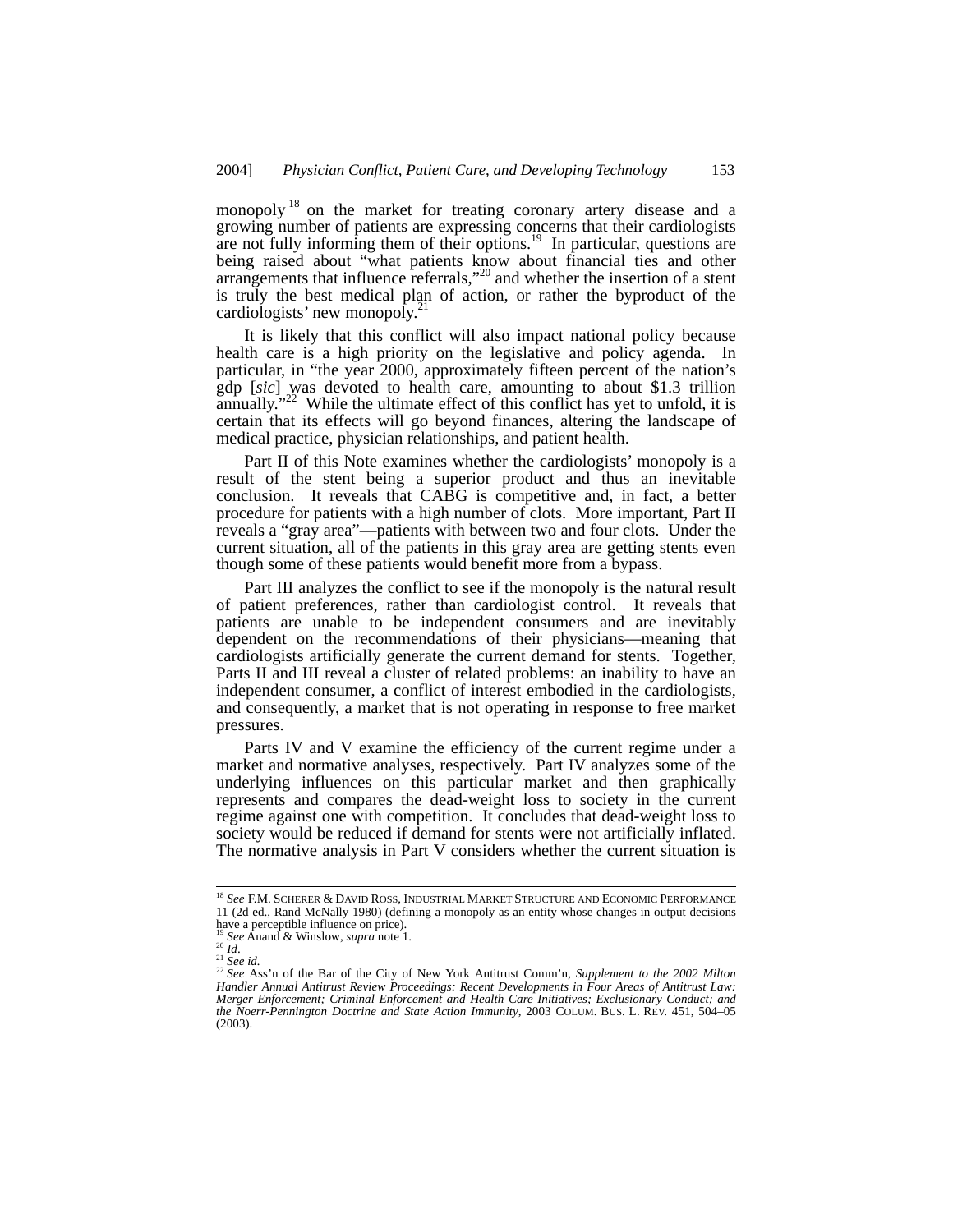monopoly[18] on the market for treating coronary artery disease and a growing number of patients are expressing concerns that their cardiologists are not fully informing them of their options.[19] In particular, questions are being raised about "what patients know about financial ties and other arrangements that influence referrals,"[20] and whether the insertion of a stent is truly the best medical plan of action, or rather the byproduct of the cardiologists' new monopoly.[21]

It is likely that this conflict will also impact national policy because health care is a high priority on the legislative and policy agenda. In particular, in "the year 2000, approximately fifteen percent of the nation's gdp [*sic*] was devoted to health care, amounting to about $1.3 trillion annually."[22] While the ultimate effect of this conflict has yet to unfold, it is certain that its effects will go beyond finances, altering the landscape of medical practice, physician relationships, and patient health.

Part II of this Note examines whether the cardiologists' monopoly is a result of the stent being a superior product and thus an inevitable conclusion. It reveals that CABG is competitive and, in fact, a better procedure for patients with a high number of clots. More important, Part II reveals a "gray area"—patients with between two and four clots. Under the current situation, all of the patients in this gray area are getting stents even though some of these patients would benefit more from a bypass.

Part III analyzes the conflict to see if the monopoly is the natural result of patient preferences, rather than cardiologist control. It reveals that patients are unable to be independent consumers and are inevitably dependent on the recommendations of their physicians—meaning that cardiologists artificially generate the current demand for stents. Together, Parts II and III reveal a cluster of related problems: an inability to have an independent consumer, a conflict of interest embodied in the cardiologists, and consequently, a market that is not operating in response to free market pressures.

Parts IV and V examine the efficiency of the current regime under a market and normative analyses, respectively. Part IV analyzes some of the underlying influences on this particular market and then graphically represents and compares the dead-weight loss to society in the current regime against one with competition. It concludes that dead-weight loss to society would be reduced if demand for stents were not artificially inflated. The normative analysis in Part V considers whether the current situation is

---

[18] *See* F.M. SCHERER & DAVID ROSS, INDUSTRIAL MARKET STRUCTURE AND ECONOMIC PERFORMANCE 11 (2d ed., Rand McNally 1980) (defining a monopoly as an entity whose changes in output decisions have a perceptible influence on price).

[19] *See* Anand & Winslow, *supra* note 1.

[20] *Id*.

[21] *See id.*

[22] *See* Ass'n of the Bar of the City of New York Antitrust Comm'n, *Supplement to the 2002 Milton Handler Annual Antitrust Review Proceedings: Recent Developments in Four Areas of Antitrust Law: Merger Enforcement; Criminal Enforcement and Health Care Initiatives; Exclusionary Conduct; and the Noerr-Pennington Doctrine and State Action Immunity*, 2003 COLUM. BUS. L. REV. 451, 504–05 (2003).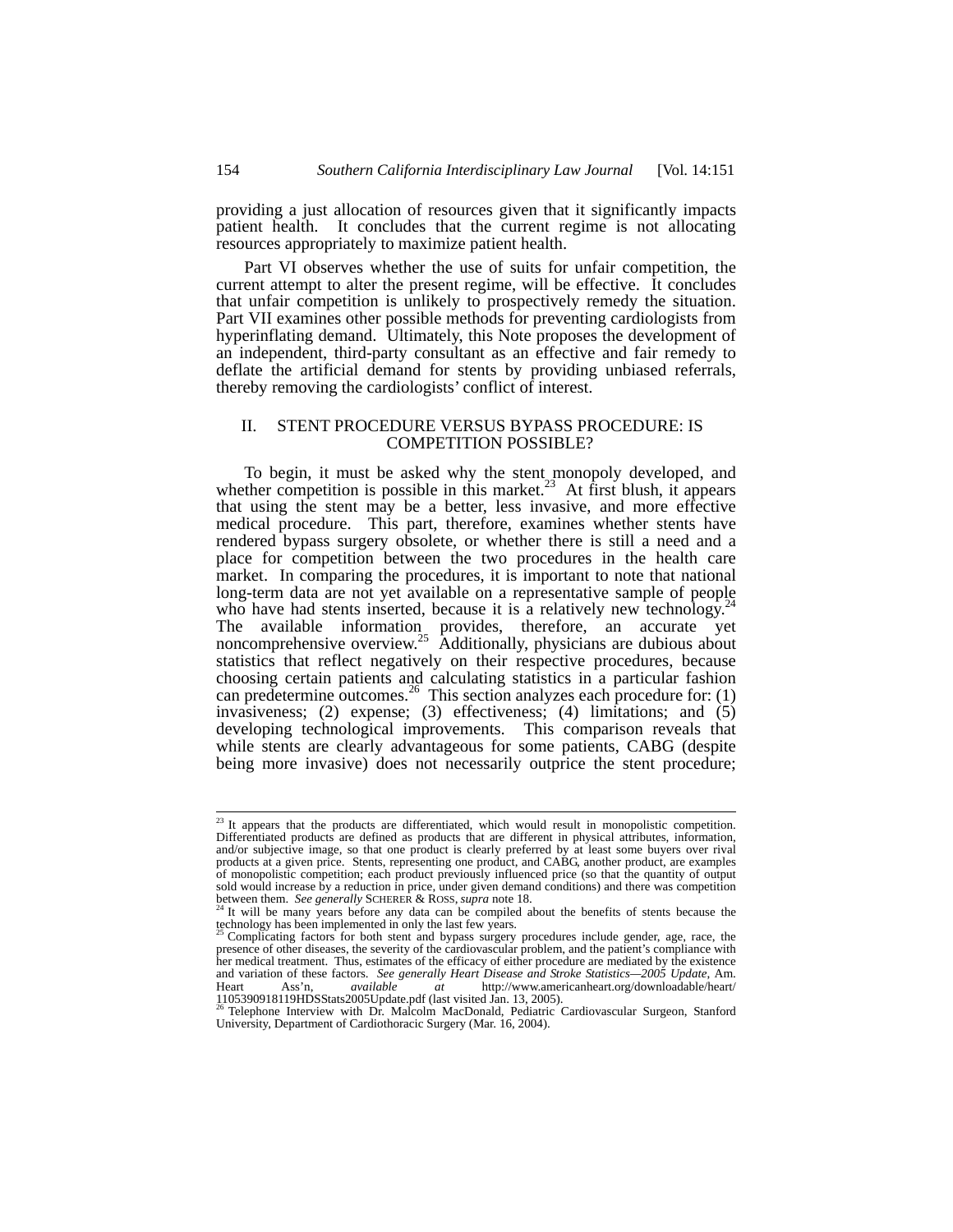providing a just allocation of resources given that it significantly impacts patient health. It concludes that the current regime is not allocating resources appropriately to maximize patient health.

Part VI observes whether the use of suits for unfair competition, the current attempt to alter the present regime, will be effective. It concludes that unfair competition is unlikely to prospectively remedy the situation. Part VII examines other possible methods for preventing cardiologists from hyperinflating demand. Ultimately, this Note proposes the development of an independent, third-party consultant as an effective and fair remedy to deflate the artificial demand for stents by providing unbiased referrals, thereby removing the cardiologists' conflict of interest.

## II. STENT PROCEDURE VERSUS BYPASS PROCEDURE: IS COMPETITION POSSIBLE?

To begin, it must be asked why the stent monopoly developed, and whether competition is possible in this market.[23] At first blush, it appears that using the stent may be a better, less invasive, and more effective medical procedure. This part, therefore, examines whether stents have rendered bypass surgery obsolete, or whether there is still a need and a place for competition between the two procedures in the health care market. In comparing the procedures, it is important to note that national long-term data are not yet available on a representative sample of people who have had stents inserted, because it is a relatively new technology.[24] The available information provides, therefore, an accurate yet noncomprehensive overview.[25] Additionally, physicians are dubious about statistics that reflect negatively on their respective procedures, because choosing certain patients and calculating statistics in a particular fashion can predetermine outcomes.[26] This section analyzes each procedure for: (1) invasiveness; (2) expense; (3) effectiveness; (4) limitations; and (5) developing technological improvements. This comparison reveals that while stents are clearly advantageous for some patients, CABG (despite being more invasive) does not necessarily outprice the stent procedure;

---

[23] It appears that the products are differentiated, which would result in monopolistic competition. Differentiated products are defined as products that are different in physical attributes, information, and/or subjective image, so that one product is clearly preferred by at least some buyers over rival products at a given price. Stents, representing one product, and CABG, another product, are examples of monopolistic competition; each product previously influenced price (so that the quantity of output sold would increase by a reduction in price, under given demand conditions) and there was competition between them. *See generally* SCHERER & ROSS, *supra* note 18.

[24] It will be many years before any data can be compiled about the benefits of stents because the technology has been implemented in only the last few years.

[25] Complicating factors for both stent and bypass surgery procedures include gender, age, race, the presence of other diseases, the severity of the cardiovascular problem, and the patient's compliance with her medical treatment. Thus, estimates of the efficacy of either procedure are mediated by the existence and variation of these factors. *See generally Heart Disease and Stroke Statistics—2005 Update*, Am. Heart Ass'n, *available at* http://www.americanheart.org/downloadable/heart/1105390918119HDSStats2005Update.pdf (last visited Jan. 13, 2005).

[26] Telephone Interview with Dr. Malcolm MacDonald, Pediatric Cardiovascular Surgeon, Stanford University, Department of Cardiothoracic Surgery (Mar. 16, 2004).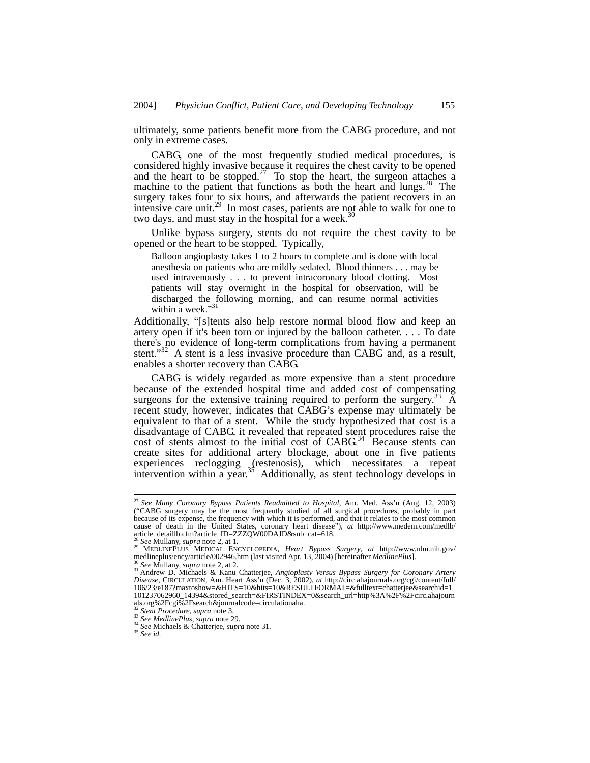ultimately, some patients benefit more from the CABG procedure, and not only in extreme cases.

CABG, one of the most frequently studied medical procedures, is considered highly invasive because it requires the chest cavity to be opened and the heart to be stopped.[27] To stop the heart, the surgeon attaches a machine to the patient that functions as both the heart and lungs.[28] The surgery takes four to six hours, and afterwards the patient recovers in an intensive care unit.[29] In most cases, patients are not able to walk for one to two days, and must stay in the hospital for a week.[30]

Unlike bypass surgery, stents do not require the chest cavity to be opened or the heart to be stopped. Typically,

> Balloon angioplasty takes 1 to 2 hours to complete and is done with local anesthesia on patients who are mildly sedated. Blood thinners . . . may be used intravenously . . . to prevent intracoronary blood clotting. Most patients will stay overnight in the hospital for observation, will be discharged the following morning, and can resume normal activities within a week."[31]

Additionally, "[s]tents also help restore normal blood flow and keep an artery open if it's been torn or injured by the balloon catheter. . . . To date there's no evidence of long-term complications from having a permanent stent."[32] A stent is a less invasive procedure than CABG and, as a result, enables a shorter recovery than CABG.

CABG is widely regarded as more expensive than a stent procedure because of the extended hospital time and added cost of compensating surgeons for the extensive training required to perform the surgery.[33] A recent study, however, indicates that CABG's expense may ultimately be equivalent to that of a stent. While the study hypothesized that cost is a disadvantage of CABG, it revealed that repeated stent procedures raise the cost of stents almost to the initial cost of CABG.[34] Because stents can create sites for additional artery blockage, about one in five patients experiences reclogging (restenosis), which necessitates a repeat intervention within a year.[35] Additionally, as stent technology develops in

---

[27] *See Many Coronary Bypass Patients Readmitted to Hospital*, Am. Med. Ass'n (Aug. 12, 2003) ("CABG surgery may be the most frequently studied of all surgical procedures, probably in part because of its expense, the frequency with which it is performed, and that it relates to the most common cause of death in the United States, coronary heart disease"), *at* http://www.medem.com/medlb/article_detaillb.cfm?article_ID=ZZZQW00DAJD&sub_cat=618.

[28] *See* Mullany, *supra* note 2, at 1.

[29] MEDLINEPLUS MEDICAL ENCYCLOPEDIA, *Heart Bypass Surgery*, *at* http://www.nlm.nih.gov/medlineplus/ency/article/002946.htm (last visited Apr. 13, 2004) [hereinafter *MedlinePlus*].

[30] *See* Mullany, *supra* note 2, at 2.

[31] Andrew D. Michaels & Kanu Chatterjee, *Angioplasty Versus Bypass Surgery for Coronary Artery Disease*, CIRCULATION, Am. Heart Ass'n (Dec. 3, 2002), *at* http://circ.ahajournals.org/cgi/content/full/106/23/e187?maxtoshow=&HITS=10&hits=10&RESULTFORMAT=&fulltext=chatterjee&searchid=1101237062960_14394&stored_search=&FIRSTINDEX=0&search_url=http%3A%2F%2Fcirc.ahajournals.org%2Fcgi%2Fsearch&journalcode=circulationaha.

[32] *Stent Procedure*, *supra* note 3.

[33] *See MedlinePlus*, *supra* note 29.

[34] *See* Michaels & Chatterjee, *supra* note 31.

[35] *See id.*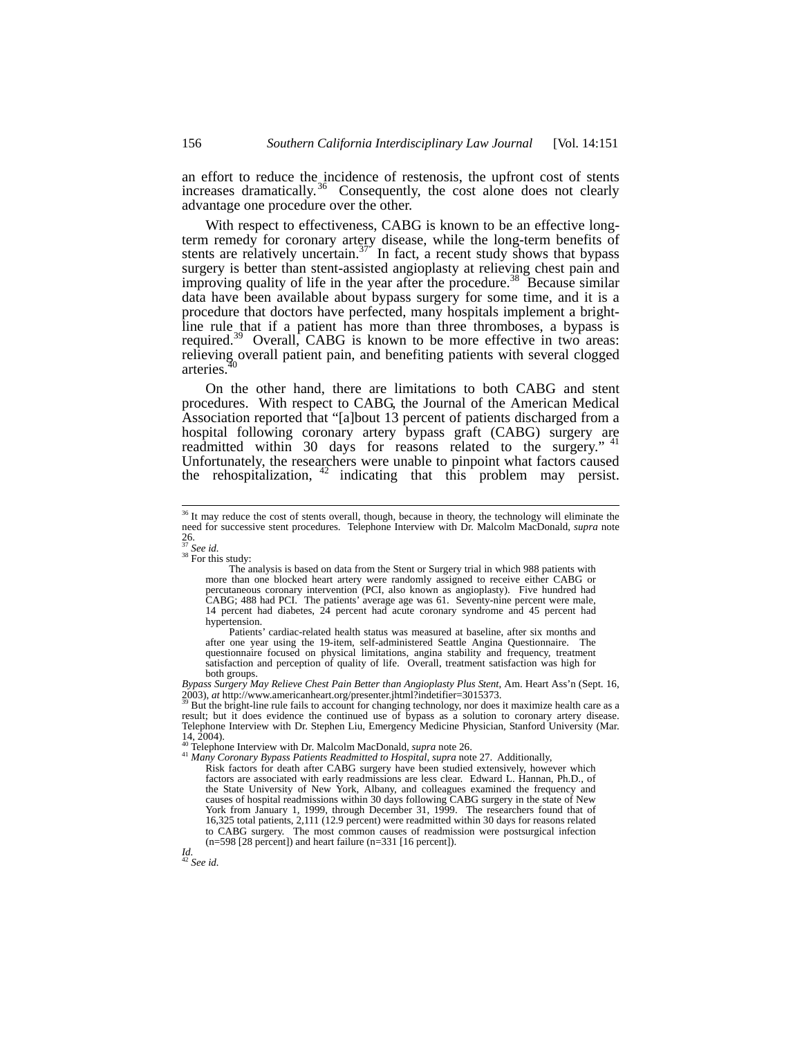an effort to reduce the incidence of restenosis, the upfront cost of stents increases dramatically.[36] Consequently, the cost alone does not clearly advantage one procedure over the other.

With respect to effectiveness, CABG is known to be an effective long-term remedy for coronary artery disease, while the long-term benefits of stents are relatively uncertain.[37] In fact, a recent study shows that bypass surgery is better than stent-assisted angioplasty at relieving chest pain and improving quality of life in the year after the procedure.[38] Because similar data have been available about bypass surgery for some time, and it is a procedure that doctors have perfected, many hospitals implement a bright-line rule that if a patient has more than three thromboses, a bypass is required.[39] Overall, CABG is known to be more effective in two areas: relieving overall patient pain, and benefiting patients with several clogged arteries.[40]

On the other hand, there are limitations to both CABG and stent procedures. With respect to CABG, the Journal of the American Medical Association reported that "[a]bout 13 percent of patients discharged from a hospital following coronary artery bypass graft (CABG) surgery are readmitted within 30 days for reasons related to the surgery." [41] Unfortunately, the researchers were unable to pinpoint what factors caused the rehospitalization, [42] indicating that this problem may persist.

---

[36] It may reduce the cost of stents overall, though, because in theory, the technology will eliminate the need for successive stent procedures. Telephone Interview with Dr. Malcolm MacDonald, *supra* note 26.

[37] *See id.*

[38] For this study:

> The analysis is based on data from the Stent or Surgery trial in which 988 patients with more than one blocked heart artery were randomly assigned to receive either CABG or percutaneous coronary intervention (PCI, also known as angioplasty). Five hundred had CABG; 488 had PCI. The patients' average age was 61. Seventy-nine percent were male, 14 percent had diabetes, 24 percent had acute coronary syndrome and 45 percent had hypertension.
>
> Patients' cardiac-related health status was measured at baseline, after six months and after one year using the 19-item, self-administered Seattle Angina Questionnaire. The questionnaire focused on physical limitations, angina stability and frequency, treatment satisfaction and perception of quality of life. Overall, treatment satisfaction was high for both groups.

*Bypass Surgery May Relieve Chest Pain Better than Angioplasty Plus Stent*, Am. Heart Ass'n (Sept. 16, 2003), *at* http://www.americanheart.org/presenter.jhtml?indetifier=3015373.

[39] But the bright-line rule fails to account for changing technology, nor does it maximize health care as a result; but it does evidence the continued use of bypass as a solution to coronary artery disease. Telephone Interview with Dr. Stephen Liu, Emergency Medicine Physician, Stanford University (Mar. 14, 2004).

[40] Telephone Interview with Dr. Malcolm MacDonald, *supra* note 26.

[41] *Many Coronary Bypass Patients Readmitted to Hospital*, *supra* note 27. Additionally,

> Risk factors for death after CABG surgery have been studied extensively, however which factors are associated with early readmissions are less clear. Edward L. Hannan, Ph.D., of the State University of New York, Albany, and colleagues examined the frequency and causes of hospital readmissions within 30 days following CABG surgery in the state of New York from January 1, 1999, through December 31, 1999. The researchers found that of 16,325 total patients, 2,111 (12.9 percent) were readmitted within 30 days for reasons related to CABG surgery. The most common causes of readmission were postsurgical infection (n=598 [28 percent]) and heart failure (n=331 [16 percent]).

*Id.*

[42] *See id.*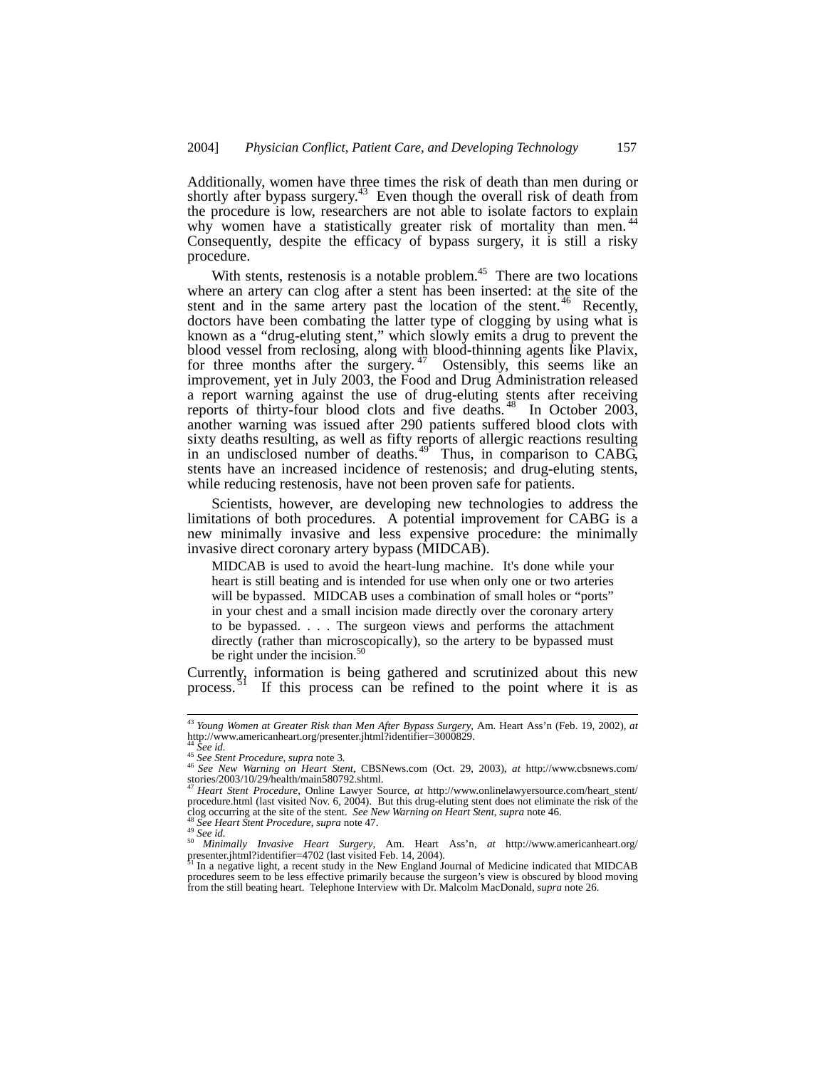Additionally, women have three times the risk of death than men during or shortly after bypass surgery.[43] Even though the overall risk of death from the procedure is low, researchers are not able to isolate factors to explain why women have a statistically greater risk of mortality than men.[44] Consequently, despite the efficacy of bypass surgery, it is still a risky procedure.

With stents, restenosis is a notable problem.[45] There are two locations where an artery can clog after a stent has been inserted: at the site of the stent and in the same artery past the location of the stent.[46] Recently, doctors have been combating the latter type of clogging by using what is known as a "drug-eluting stent," which slowly emits a drug to prevent the blood vessel from reclosing, along with blood-thinning agents like Plavix, for three months after the surgery.[47] Ostensibly, this seems like an improvement, yet in July 2003, the Food and Drug Administration released a report warning against the use of drug-eluting stents after receiving reports of thirty-four blood clots and five deaths.[48] In October 2003, another warning was issued after 290 patients suffered blood clots with sixty deaths resulting, as well as fifty reports of allergic reactions resulting in an undisclosed number of deaths.[49] Thus, in comparison to CABG, stents have an increased incidence of restenosis; and drug-eluting stents, while reducing restenosis, have not been proven safe for patients.

Scientists, however, are developing new technologies to address the limitations of both procedures. A potential improvement for CABG is a new minimally invasive and less expensive procedure: the minimally invasive direct coronary artery bypass (MIDCAB).

> MIDCAB is used to avoid the heart-lung machine. It's done while your heart is still beating and is intended for use when only one or two arteries will be bypassed. MIDCAB uses a combination of small holes or "ports" in your chest and a small incision made directly over the coronary artery to be bypassed. . . . The surgeon views and performs the attachment directly (rather than microscopically), so the artery to be bypassed must be right under the incision.[50]

Currently, information is being gathered and scrutinized about this new process.[51] If this process can be refined to the point where it is as

---

[43] *Young Women at Greater Risk than Men After Bypass Surgery*, Am. Heart Ass'n (Feb. 19, 2002), *at* http://www.americanheart.org/presenter.jhtml?identifier=3000829.

[44] *See id.*

[45] *See Stent Procedure*, *supra* note 3.

[46] *See New Warning on Heart Stent*, CBSNews.com (Oct. 29, 2003), *at* http://www.cbsnews.com/stories/2003/10/29/health/main580792.shtml.

[47] *Heart Stent Procedure*, Online Lawyer Source, *at* http://www.onlinelawyersource.com/heart_stent/procedure.html (last visited Nov. 6, 2004). But this drug-eluting stent does not eliminate the risk of the clog occurring at the site of the stent. *See New Warning on Heart Stent*, *supra* note 46.

[48] *See Heart Stent Procedure*, *supra* note 47.

[49] *See id.*

[50] *Minimally Invasive Heart Surgery*, Am. Heart Ass'n, *at* http://www.americanheart.org/presenter.jhtml?identifier=4702 (last visited Feb. 14, 2004).

[51] In a negative light, a recent study in the New England Journal of Medicine indicated that MIDCAB procedures seem to be less effective primarily because the surgeon's view is obscured by blood moving from the still beating heart. Telephone Interview with Dr. Malcolm MacDonald, *supra* note 26.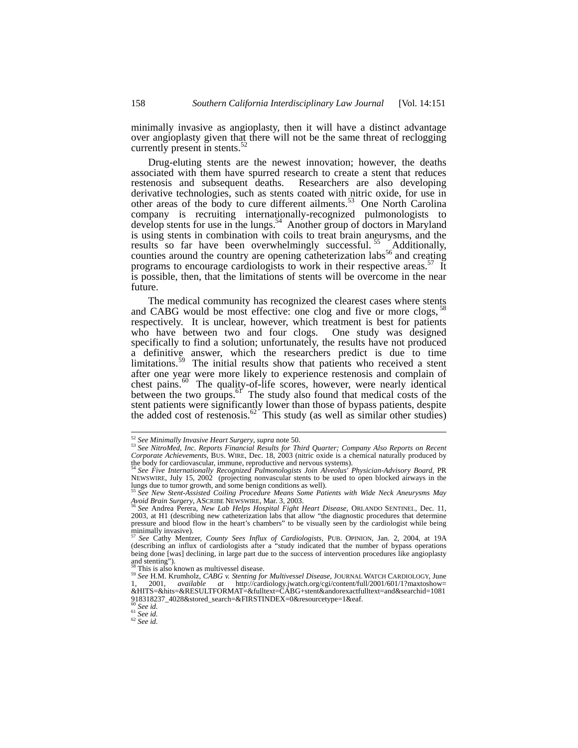minimally invasive as angioplasty, then it will have a distinct advantage over angioplasty given that there will not be the same threat of reclogging currently present in stents.[52]

Drug-eluting stents are the newest innovation; however, the deaths associated with them have spurred research to create a stent that reduces restenosis and subsequent deaths. Researchers are also developing derivative technologies, such as stents coated with nitric oxide, for use in other areas of the body to cure different ailments.[53] One North Carolina company is recruiting internationally-recognized pulmonologists to develop stents for use in the lungs.[54] Another group of doctors in Maryland is using stents in combination with coils to treat brain aneurysms, and the results so far have been overwhelmingly successful.[55] Additionally, counties around the country are opening catheterization labs[56] and creating programs to encourage cardiologists to work in their respective areas.[57] It is possible, then, that the limitations of stents will be overcome in the near future.

The medical community has recognized the clearest cases where stents and CABG would be most effective: one clog and five or more clogs,[58] respectively. It is unclear, however, which treatment is best for patients who have between two and four clogs. One study was designed specifically to find a solution; unfortunately, the results have not produced a definitive answer, which the researchers predict is due to time limitations.[59] The initial results show that patients who received a stent after one year were more likely to experience restenosis and complain of chest pains.[60] The quality-of-life scores, however, were nearly identical between the two groups.[61] The study also found that medical costs of the stent patients were significantly lower than those of bypass patients, despite the added cost of restenosis.[62] This study (as well as similar other studies)

---

[52] *See Minimally Invasive Heart Surgery*, *supra* note 50.

[53] *See NitroMed, Inc. Reports Financial Results for Third Quarter; Company Also Reports on Recent Corporate Achievements*, BUS. WIRE, Dec. 18, 2003 (nitric oxide is a chemical naturally produced by the body for cardiovascular, immune, reproductive and nervous systems).

[54] *See Five Internationally Recognized Pulmonologists Join Alveolus' Physician-Advisory Board*, PR NEWSWIRE, July 15, 2002 (projecting nonvascular stents to be used to open blocked airways in the lungs due to tumor growth, and some benign conditions as well).

[55] *See New Stent-Assisted Coiling Procedure Means Some Patients with Wide Neck Aneurysms May Avoid Brain Surgery*, ASCRIBE NEWSWIRE, Mar. 3, 2003.

[56] *See* Andrea Perera, *New Lab Helps Hospital Fight Heart Disease*, ORLANDO SENTINEL, Dec. 11, 2003, at H1 (describing new catheterization labs that allow "the diagnostic procedures that determine pressure and blood flow in the heart's chambers" to be visually seen by the cardiologist while being minimally invasive).

[57] *See* Cathy Mentzer, *County Sees Influx of Cardiologists*, PUB. OPINION, Jan. 2, 2004, at 19A (describing an influx of cardiologists after a "study indicated that the number of bypass operations being done [was] declining, in large part due to the success of intervention procedures like angioplasty and stenting").

[58] This is also known as multivessel disease.

[59] *See* H.M. Krumholz, *CABG v. Stenting for Multivessel Disease*, JOURNAL WATCH CARDIOLOGY, June 1, 2001, *available at* http://cardiology.jwatch.org/cgi/content/full/2001/601/1?maxtoshow=&HITS=&hits=&RESULTFORMAT=&fulltext=CABG+stent&andorexactfulltext=and&searchid=1081918318237_4028&stored_search=&FIRSTINDEX=0&resourcetype=1&eaf.

[60] *See id.*

[61] *See id.*

[62] *See id.*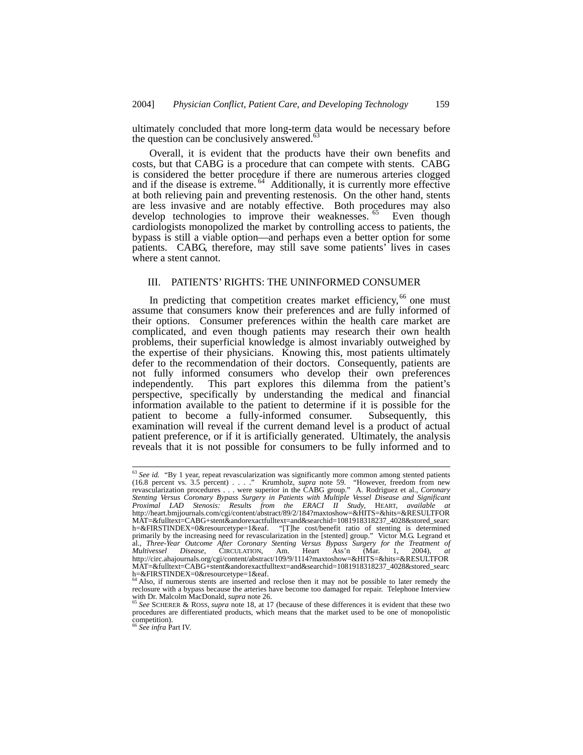ultimately concluded that more long-term data would be necessary before the question can be conclusively answered.[63]

Overall, it is evident that the products have their own benefits and costs, but that CABG is a procedure that can compete with stents. CABG is considered the better procedure if there are numerous arteries clogged and if the disease is extreme.[64] Additionally, it is currently more effective at both relieving pain and preventing restenosis. On the other hand, stents are less invasive and are notably effective. Both procedures may also develop technologies to improve their weaknesses.[65] Even though cardiologists monopolized the market by controlling access to patients, the bypass is still a viable option—and perhaps even a better option for some patients. CABG, therefore, may still save some patients' lives in cases where a stent cannot.

## III. PATIENTS' RIGHTS: THE UNINFORMED CONSUMER

In predicting that competition creates market efficiency,[66] one must assume that consumers know their preferences and are fully informed of their options. Consumer preferences within the health care market are complicated, and even though patients may research their own health problems, their superficial knowledge is almost invariably outweighed by the expertise of their physicians. Knowing this, most patients ultimately defer to the recommendation of their doctors. Consequently, patients are not fully informed consumers who develop their own preferences independently. This part explores this dilemma from the patient's perspective, specifically by understanding the medical and financial information available to the patient to determine if it is possible for the patient to become a fully-informed consumer. Subsequently, this examination will reveal if the current demand level is a product of actual patient preference, or if it is artificially generated. Ultimately, the analysis reveals that it is not possible for consumers to be fully informed and to

---

[63] *See id.* "By 1 year, repeat revascularization was significantly more common among stented patients (16.8 percent vs. 3.5 percent) . . . ." Krumholz, *supra* note 59. "However, freedom from new revascularization procedures . . . were superior in the CABG group." A. Rodriguez et al., *Coronary Stenting Versus Coronary Bypass Surgery in Patients with Multiple Vessel Disease and Significant Proximal LAD Stenosis: Results from the ERACI II Study*, HEART, *available at* http://heart.bmjjournals.com/cgi/content/abstract/89/2/184?maxtoshow=&HITS=&hits=&RESULTFORMAT=&fulltext=CABG+stent&andorexactfulltext=and&searchid=1081918318237_4028&stored_search=&FIRSTINDEX=0&resourcetype=1&eaf. "[T]he cost/benefit ratio of stenting is determined primarily by the increasing need for revascularization in the [stented] group." Victor M.G. Legrand et al., *Three-Year Outcome After Coronary Stenting Versus Bypass Surgery for the Treatment of Multivessel Disease*, CIRCULATION, Am. Heart Ass'n (Mar. 1, 2004), *at* http://circ.ahajournals.org/cgi/content/abstract/109/9/1114?maxtoshow=&HITS=&hits=&RESULTFORMAT=&fulltext=CABG+stent&andorexactfulltext=and&searchid=1081918318237_4028&stored_search=&FIRSTINDEX=0&resourcetype=1&eaf.

[64] Also, if numerous stents are inserted and reclose then it may not be possible to later remedy the reclosure with a bypass because the arteries have become too damaged for repair. Telephone Interview with Dr. Malcolm MacDonald, *supra* note 26.

[65] *See* SCHERER & ROSS, *supra* note 18, at 17 (because of these differences it is evident that these two procedures are differentiated products, which means that the market used to be one of monopolistic competition).

[66] *See infra* Part IV.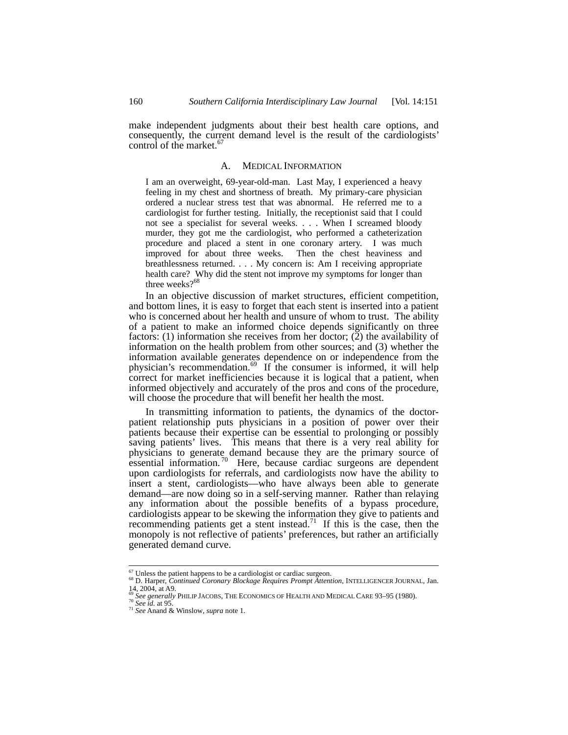make independent judgments about their best health care options, and consequently, the current demand level is the result of the cardiologists' control of the market.[67]

### A. MEDICAL INFORMATION

> I am an overweight, 69-year-old-man. Last May, I experienced a heavy feeling in my chest and shortness of breath. My primary-care physician ordered a nuclear stress test that was abnormal. He referred me to a cardiologist for further testing. Initially, the receptionist said that I could not see a specialist for several weeks. . . . When I screamed bloody murder, they got me the cardiologist, who performed a catheterization procedure and placed a stent in one coronary artery. I was much improved for about three weeks. Then the chest heaviness and breathlessness returned. . . . My concern is: Am I receiving appropriate health care? Why did the stent not improve my symptoms for longer than three weeks?[68]

In an objective discussion of market structures, efficient competition, and bottom lines, it is easy to forget that each stent is inserted into a patient who is concerned about her health and unsure of whom to trust. The ability of a patient to make an informed choice depends significantly on three factors: (1) information she receives from her doctor; (2) the availability of information on the health problem from other sources; and (3) whether the information available generates dependence on or independence from the physician's recommendation.[69] If the consumer is informed, it will help correct for market inefficiencies because it is logical that a patient, when informed objectively and accurately of the pros and cons of the procedure, will choose the procedure that will benefit her health the most.

In transmitting information to patients, the dynamics of the doctor-patient relationship puts physicians in a position of power over their patients because their expertise can be essential to prolonging or possibly saving patients' lives. This means that there is a very real ability for physicians to generate demand because they are the primary source of essential information.[70] Here, because cardiac surgeons are dependent upon cardiologists for referrals, and cardiologists now have the ability to insert a stent, cardiologists—who have always been able to generate demand—are now doing so in a self-serving manner. Rather than relaying any information about the possible benefits of a bypass procedure, cardiologists appear to be skewing the information they give to patients and recommending patients get a stent instead.[71] If this is the case, then the monopoly is not reflective of patients' preferences, but rather an artificially generated demand curve.

---

[67] Unless the patient happens to be a cardiologist or cardiac surgeon.

[68] D. Harper, *Continued Coronary Blockage Requires Prompt Attention*, INTELLIGENCER JOURNAL, Jan. 14, 2004, at A9.

[69] *See generally* PHILIP JACOBS, THE ECONOMICS OF HEALTH AND MEDICAL CARE 93–95 (1980).

[70] *See id.* at 95.

[71] *See* Anand & Winslow, *supra* note 1.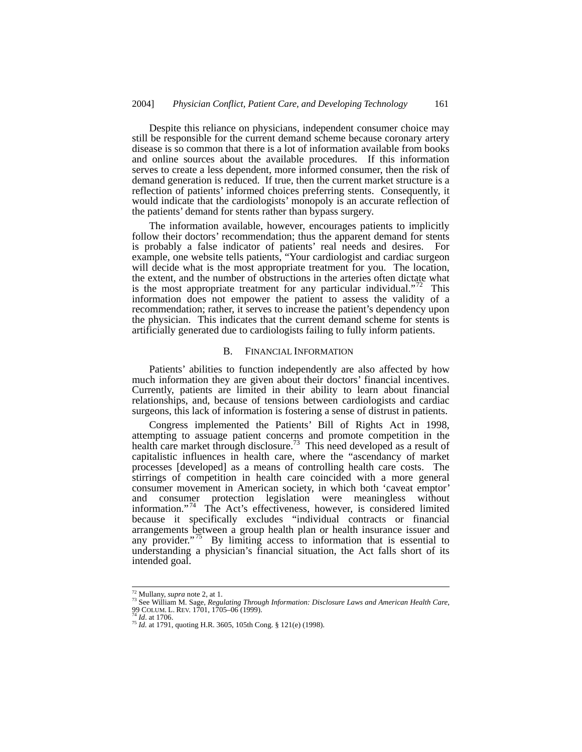Despite this reliance on physicians, independent consumer choice may still be responsible for the current demand scheme because coronary artery disease is so common that there is a lot of information available from books and online sources about the available procedures. If this information serves to create a less dependent, more informed consumer, then the risk of demand generation is reduced. If true, then the current market structure is a reflection of patients' informed choices preferring stents. Consequently, it would indicate that the cardiologists' monopoly is an accurate reflection of the patients' demand for stents rather than bypass surgery.

The information available, however, encourages patients to implicitly follow their doctors' recommendation; thus the apparent demand for stents is probably a false indicator of patients' real needs and desires. For example, one website tells patients, "Your cardiologist and cardiac surgeon will decide what is the most appropriate treatment for you. The location, the extent, and the number of obstructions in the arteries often dictate what is the most appropriate treatment for any particular individual."[72] This information does not empower the patient to assess the validity of a recommendation; rather, it serves to increase the patient's dependency upon the physician. This indicates that the current demand scheme for stents is artificially generated due to cardiologists failing to fully inform patients.

### B. FINANCIAL INFORMATION

Patients' abilities to function independently are also affected by how much information they are given about their doctors' financial incentives. Currently, patients are limited in their ability to learn about financial relationships, and, because of tensions between cardiologists and cardiac surgeons, this lack of information is fostering a sense of distrust in patients.

Congress implemented the Patients' Bill of Rights Act in 1998, attempting to assuage patient concerns and promote competition in the health care market through disclosure.[73] This need developed as a result of capitalistic influences in health care, where the "ascendancy of market processes [developed] as a means of controlling health care costs. The stirrings of competition in health care coincided with a more general consumer movement in American society, in which both 'caveat emptor' and consumer protection legislation were meaningless without information."[74] The Act's effectiveness, however, is considered limited because it specifically excludes "individual contracts or financial arrangements between a group health plan or health insurance issuer and any provider."[75] By limiting access to information that is essential to understanding a physician's financial situation, the Act falls short of its intended goal.

---

[72] Mullany, *supra* note 2, at 1.
[73] See William M. Sage, *Regulating Through Information: Disclosure Laws and American Health Care*, 99 COLUM. L. REV. 1701, 1705–06 (1999).
[74] *Id*. at 1706.
[75] *Id.* at 1791, quoting H.R. 3605, 105th Cong. § 121(e) (1998).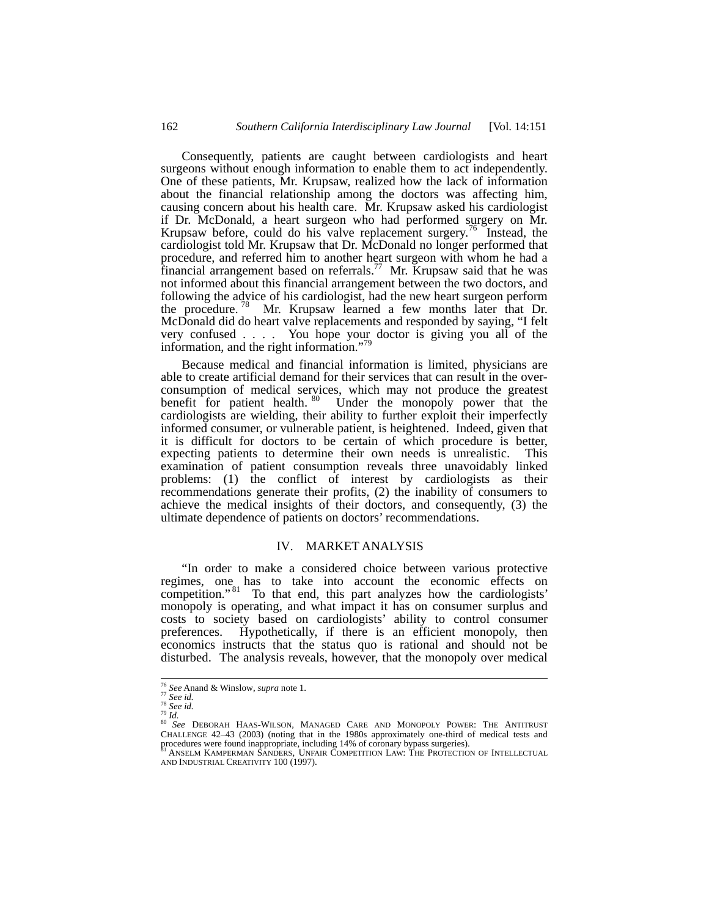Consequently, patients are caught between cardiologists and heart surgeons without enough information to enable them to act independently. One of these patients, Mr. Krupsaw, realized how the lack of information about the financial relationship among the doctors was affecting him, causing concern about his health care. Mr. Krupsaw asked his cardiologist if Dr. McDonald, a heart surgeon who had performed surgery on Mr. Krupsaw before, could do his valve replacement surgery.[76] Instead, the cardiologist told Mr. Krupsaw that Dr. McDonald no longer performed that procedure, and referred him to another heart surgeon with whom he had a financial arrangement based on referrals.[77] Mr. Krupsaw said that he was not informed about this financial arrangement between the two doctors, and following the advice of his cardiologist, had the new heart surgeon perform the procedure.[78] Mr. Krupsaw learned a few months later that Dr. McDonald did do heart valve replacements and responded by saying, "I felt very confused . . . . You hope your doctor is giving you all of the information, and the right information."[79]

Because medical and financial information is limited, physicians are able to create artificial demand for their services that can result in the over-consumption of medical services, which may not produce the greatest benefit for patient health.[80] Under the monopoly power that the cardiologists are wielding, their ability to further exploit their imperfectly informed consumer, or vulnerable patient, is heightened. Indeed, given that it is difficult for doctors to be certain of which procedure is better, expecting patients to determine their own needs is unrealistic. This examination of patient consumption reveals three unavoidably linked problems: (1) the conflict of interest by cardiologists as their recommendations generate their profits, (2) the inability of consumers to achieve the medical insights of their doctors, and consequently, (3) the ultimate dependence of patients on doctors' recommendations.

## IV. MARKET ANALYSIS

"In order to make a considered choice between various protective regimes, one has to take into account the economic effects on competition."[81] To that end, this part analyzes how the cardiologists' monopoly is operating, and what impact it has on consumer surplus and costs to society based on cardiologists' ability to control consumer preferences. Hypothetically, if there is an efficient monopoly, then economics instructs that the status quo is rational and should not be disturbed. The analysis reveals, however, that the monopoly over medical

---

[76] *See* Anand & Winslow, *supra* note 1.

[77] *See id.*

[78] *See id.*

[79] *Id.*

[80] *See* DEBORAH HAAS-WILSON, MANAGED CARE AND MONOPOLY POWER: THE ANTITRUST CHALLENGE 42–43 (2003) (noting that in the 1980s approximately one-third of medical tests and procedures were found inappropriate, including 14% of coronary bypass surgeries).

[81] ANSELM KAMPERMAN SANDERS, UNFAIR COMPETITION LAW: THE PROTECTION OF INTELLECTUAL AND INDUSTRIAL CREATIVITY 100 (1997).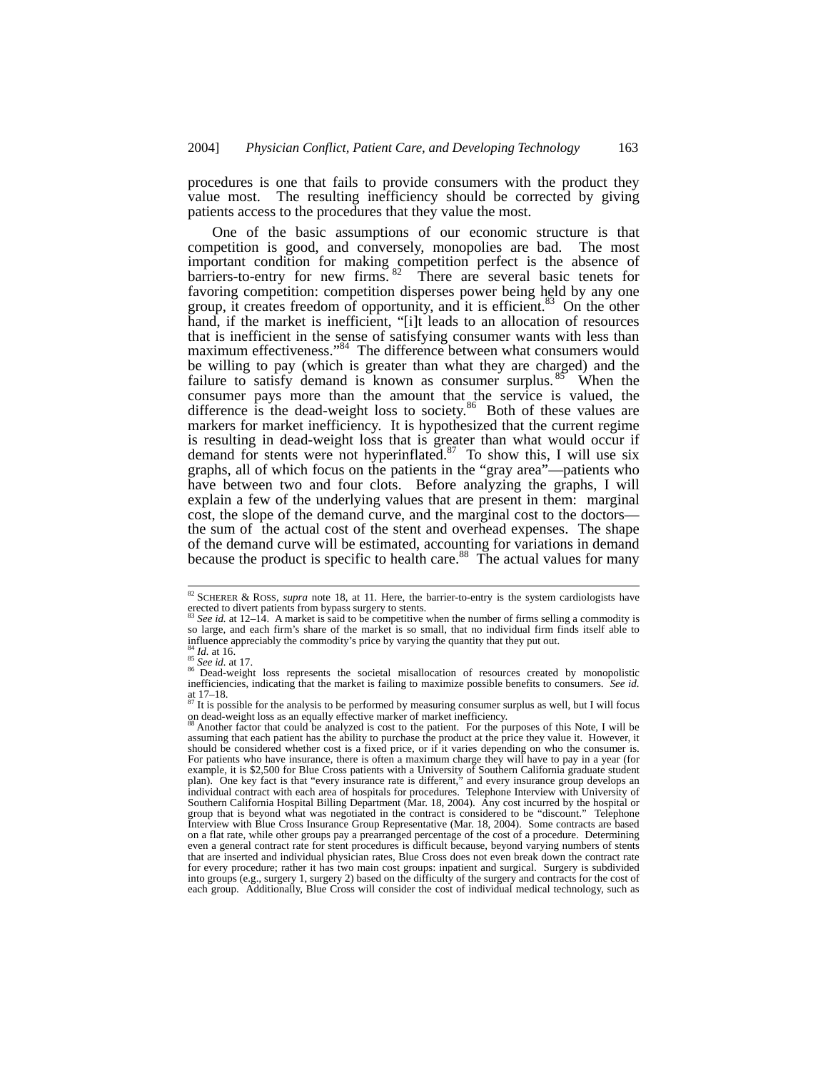procedures is one that fails to provide consumers with the product they value most. The resulting inefficiency should be corrected by giving patients access to the procedures that they value the most.

One of the basic assumptions of our economic structure is that competition is good, and conversely, monopolies are bad. The most important condition for making competition perfect is the absence of barriers-to-entry for new firms.[82] There are several basic tenets for favoring competition: competition disperses power being held by any one group, it creates freedom of opportunity, and it is efficient.[83] On the other hand, if the market is inefficient, "[i]t leads to an allocation of resources that is inefficient in the sense of satisfying consumer wants with less than maximum effectiveness."[84] The difference between what consumers would be willing to pay (which is greater than what they are charged) and the failure to satisfy demand is known as consumer surplus.[85] When the consumer pays more than the amount that the service is valued, the difference is the dead-weight loss to society.[86] Both of these values are markers for market inefficiency. It is hypothesized that the current regime is resulting in dead-weight loss that is greater than what would occur if demand for stents were not hyperinflated.[87] To show this, I will use six graphs, all of which focus on the patients in the "gray area"—patients who have between two and four clots. Before analyzing the graphs, I will explain a few of the underlying values that are present in them: marginal cost, the slope of the demand curve, and the marginal cost to the doctors—the sum of the actual cost of the stent and overhead expenses. The shape of the demand curve will be estimated, accounting for variations in demand because the product is specific to health care.[88] The actual values for many

---

[82] SCHERER & ROSS, *supra* note 18, at 11. Here, the barrier-to-entry is the system cardiologists have erected to divert patients from bypass surgery to stents.

[83] *See id.* at 12–14. A market is said to be competitive when the number of firms selling a commodity is so large, and each firm's share of the market is so small, that no individual firm finds itself able to influence appreciably the commodity's price by varying the quantity that they put out.

[84] *Id.* at 16.

[85] *See id.* at 17.

[86] Dead-weight loss represents the societal misallocation of resources created by monopolistic inefficiencies, indicating that the market is failing to maximize possible benefits to consumers. *See id.* at 17–18.

[87] It is possible for the analysis to be performed by measuring consumer surplus as well, but I will focus on dead-weight loss as an equally effective marker of market inefficiency.

[88] Another factor that could be analyzed is cost to the patient. For the purposes of this Note, I will be assuming that each patient has the ability to purchase the product at the price they value it. However, it should be considered whether cost is a fixed price, or if it varies depending on who the consumer is. For patients who have insurance, there is often a maximum charge they will have to pay in a year (for example, it is $2,500 for Blue Cross patients with a University of Southern California graduate student plan). One key fact is that "every insurance rate is different," and every insurance group develops an individual contract with each area of hospitals for procedures. Telephone Interview with University of Southern California Hospital Billing Department (Mar. 18, 2004). Any cost incurred by the hospital or group that is beyond what was negotiated in the contract is considered to be "discount." Telephone Interview with Blue Cross Insurance Group Representative (Mar. 18, 2004). Some contracts are based on a flat rate, while other groups pay a prearranged percentage of the cost of a procedure. Determining even a general contract rate for stent procedures is difficult because, beyond varying numbers of stents that are inserted and individual physician rates, Blue Cross does not even break down the contract rate for every procedure; rather it has two main cost groups: inpatient and surgical. Surgery is subdivided into groups (e.g., surgery 1, surgery 2) based on the difficulty of the surgery and contracts for the cost of each group. Additionally, Blue Cross will consider the cost of individual medical technology, such as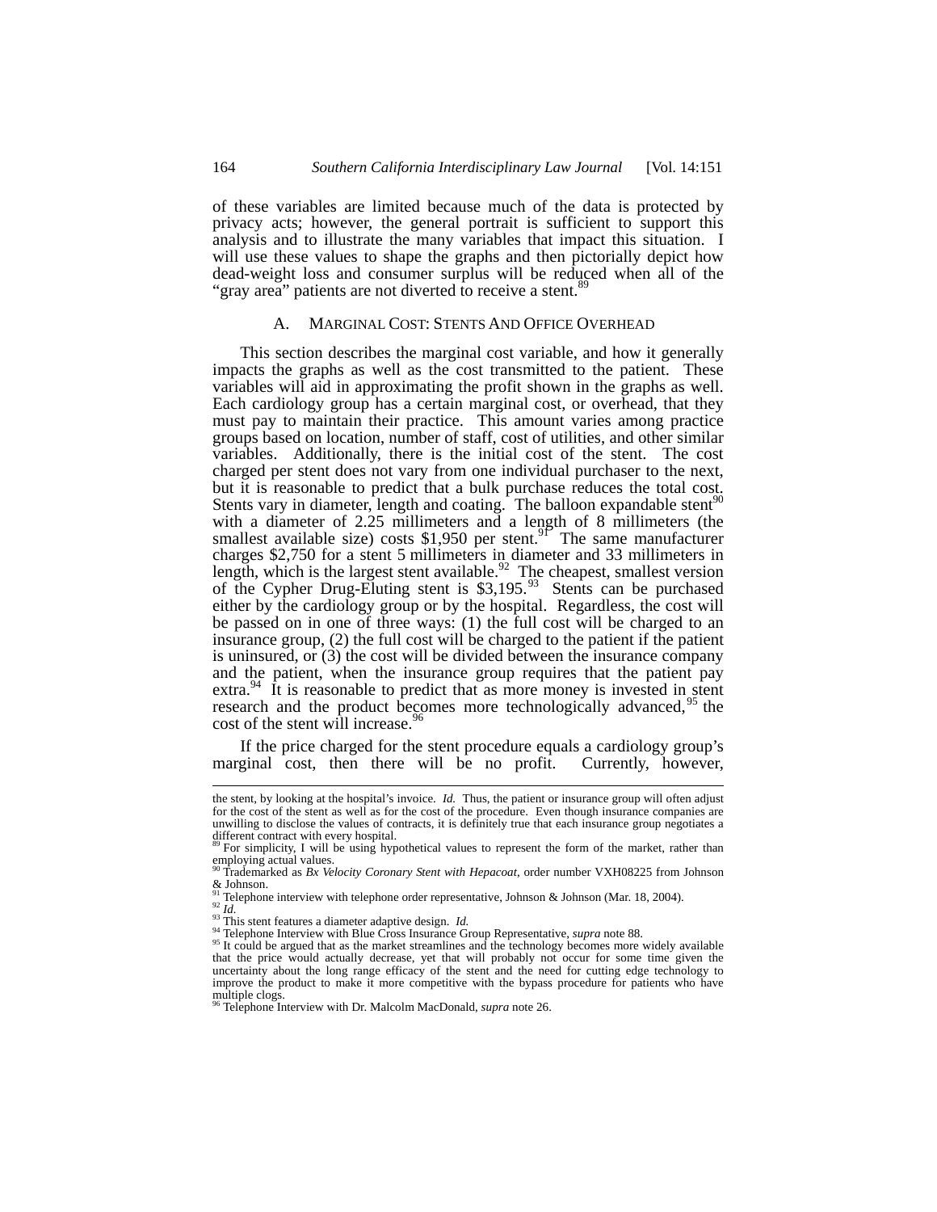of these variables are limited because much of the data is protected by privacy acts; however, the general portrait is sufficient to support this analysis and to illustrate the many variables that impact this situation. I will use these values to shape the graphs and then pictorially depict how dead-weight loss and consumer surplus will be reduced when all of the "gray area" patients are not diverted to receive a stent.[89]

### A. MARGINAL COST: STENTS AND OFFICE OVERHEAD

This section describes the marginal cost variable, and how it generally impacts the graphs as well as the cost transmitted to the patient. These variables will aid in approximating the profit shown in the graphs as well. Each cardiology group has a certain marginal cost, or overhead, that they must pay to maintain their practice. This amount varies among practice groups based on location, number of staff, cost of utilities, and other similar variables. Additionally, there is the initial cost of the stent. The cost charged per stent does not vary from one individual purchaser to the next, but it is reasonable to predict that a bulk purchase reduces the total cost. Stents vary in diameter, length and coating. The balloon expandable stent[90] with a diameter of 2.25 millimeters and a length of 8 millimeters (the smallest available size) costs $1,950 per stent.[91] The same manufacturer charges $2,750 for a stent 5 millimeters in diameter and 33 millimeters in length, which is the largest stent available.[92] The cheapest, smallest version of the Cypher Drug-Eluting stent is $3,195.[93] Stents can be purchased either by the cardiology group or by the hospital. Regardless, the cost will be passed on in one of three ways: (1) the full cost will be charged to an insurance group, (2) the full cost will be charged to the patient if the patient is uninsured, or (3) the cost will be divided between the insurance company and the patient, when the insurance group requires that the patient pay extra.[94] It is reasonable to predict that as more money is invested in stent research and the product becomes more technologically advanced,[95] the cost of the stent will increase.[96]

If the price charged for the stent procedure equals a cardiology group's marginal cost, then there will be no profit. Currently, however,

---

the stent, by looking at the hospital's invoice. *Id.* Thus, the patient or insurance group will often adjust for the cost of the stent as well as for the cost of the procedure. Even though insurance companies are unwilling to disclose the values of contracts, it is definitely true that each insurance group negotiates a different contract with every hospital.

[89] For simplicity, I will be using hypothetical values to represent the form of the market, rather than employing actual values.

[90] Trademarked as *Bx Velocity Coronary Stent with Hepacoat*, order number VXH08225 from Johnson & Johnson.

[91] Telephone interview with telephone order representative, Johnson & Johnson (Mar. 18, 2004).

[92] *Id.*

[93] This stent features a diameter adaptive design. *Id.*

[94] Telephone Interview with Blue Cross Insurance Group Representative, *supra* note 88.

[95] It could be argued that as the market streamlines and the technology becomes more widely available that the price would actually decrease, yet that will probably not occur for some time given the uncertainty about the long range efficacy of the stent and the need for cutting edge technology to improve the product to make it more competitive with the bypass procedure for patients who have multiple clogs.

[96] Telephone Interview with Dr. Malcolm MacDonald, *supra* note 26.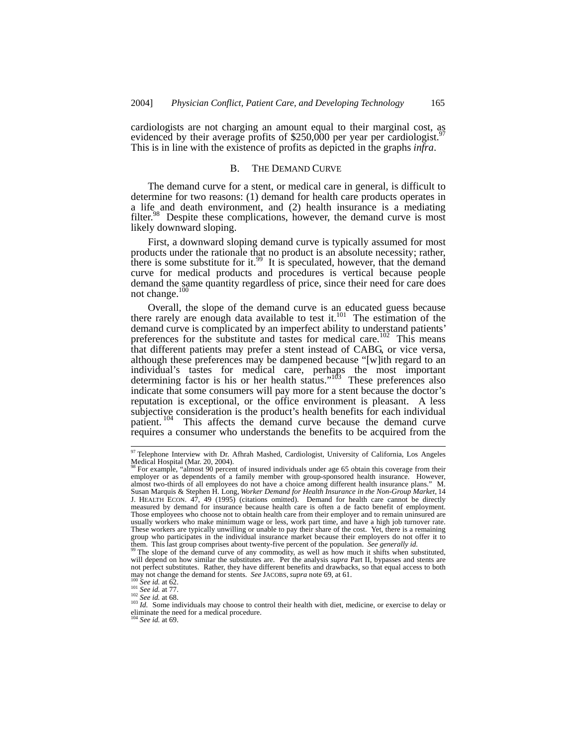cardiologists are not charging an amount equal to their marginal cost, as evidenced by their average profits of $250,000 per year per cardiologist.[97] This is in line with the existence of profits as depicted in the graphs *infra*.

### B. THE DEMAND CURVE

The demand curve for a stent, or medical care in general, is difficult to determine for two reasons: (1) demand for health care products operates in a life and death environment, and (2) health insurance is a mediating filter.[98] Despite these complications, however, the demand curve is most likely downward sloping.

First, a downward sloping demand curve is typically assumed for most products under the rationale that no product is an absolute necessity; rather, there is some substitute for it.[99] It is speculated, however, that the demand curve for medical products and procedures is vertical because people demand the same quantity regardless of price, since their need for care does not change.[100]

Overall, the slope of the demand curve is an educated guess because there rarely are enough data available to test it.[101] The estimation of the demand curve is complicated by an imperfect ability to understand patients' preferences for the substitute and tastes for medical care.[102] This means that different patients may prefer a stent instead of CABG, or vice versa, although these preferences may be dampened because "[w]ith regard to an individual's tastes for medical care, perhaps the most important determining factor is his or her health status."[103] These preferences also indicate that some consumers will pay more for a stent because the doctor's reputation is exceptional, or the office environment is pleasant. A less subjective consideration is the product's health benefits for each individual patient.[104] This affects the demand curve because the demand curve requires a consumer who understands the benefits to be acquired from the

---

[97] Telephone Interview with Dr. Afhrah Mashed, Cardiologist, University of California, Los Angeles Medical Hospital (Mar. 20, 2004).

[98] For example, "almost 90 percent of insured individuals under age 65 obtain this coverage from their employer or as dependents of a family member with group-sponsored health insurance. However, almost two-thirds of all employees do not have a choice among different health insurance plans." M. Susan Marquis & Stephen H. Long, *Worker Demand for Health Insurance in the Non-Group Market*, 14 J. HEALTH ECON. 47, 49 (1995) (citations omitted). Demand for health care cannot be directly measured by demand for insurance because health care is often a de facto benefit of employment. Those employees who choose not to obtain health care from their employer and to remain uninsured are usually workers who make minimum wage or less, work part time, and have a high job turnover rate. These workers are typically unwilling or unable to pay their share of the cost. Yet, there is a remaining group who participates in the individual insurance market because their employers do not offer it to them. This last group comprises about twenty-five percent of the population. *See generally id.*

[99] The slope of the demand curve of any commodity, as well as how much it shifts when substituted, will depend on how similar the substitutes are. Per the analysis *supra* Part II, bypasses and stents are not perfect substitutes. Rather, they have different benefits and drawbacks, so that equal access to both may not change the demand for stents. *See* JACOBS, *supra* note 69, at 61.

[100] *See id.* at 62.

[101] *See id.* at 77.

[102] *See id.* at 68.

[103] *Id.* Some individuals may choose to control their health with diet, medicine, or exercise to delay or eliminate the need for a medical procedure.

[104] *See id.* at 69.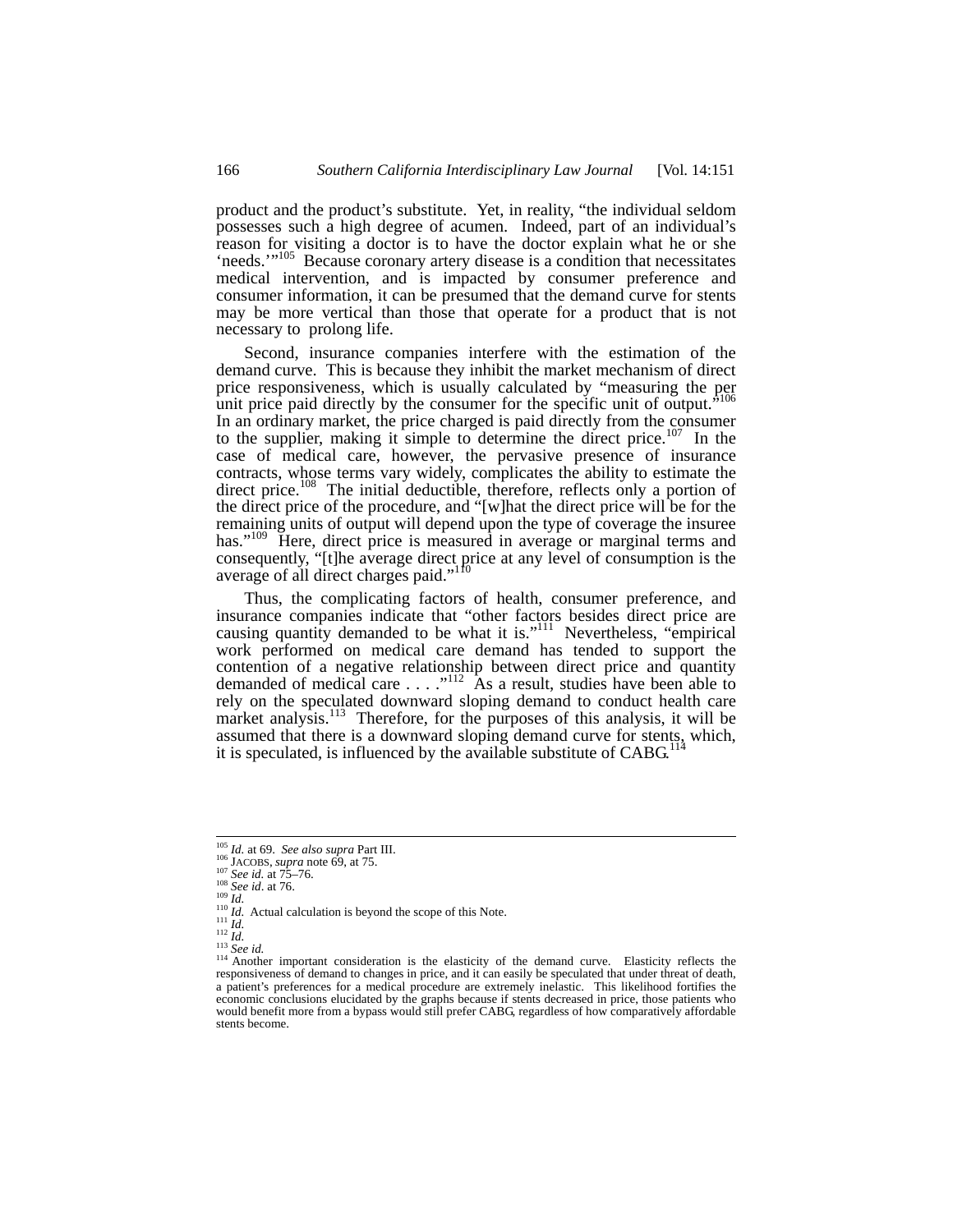product and the product's substitute. Yet, in reality, "the individual seldom possesses such a high degree of acumen. Indeed, part of an individual's reason for visiting a doctor is to have the doctor explain what he or she 'needs.'"[105] Because coronary artery disease is a condition that necessitates medical intervention, and is impacted by consumer preference and consumer information, it can be presumed that the demand curve for stents may be more vertical than those that operate for a product that is not necessary to prolong life.

Second, insurance companies interfere with the estimation of the demand curve. This is because they inhibit the market mechanism of direct price responsiveness, which is usually calculated by "measuring the per unit price paid directly by the consumer for the specific unit of output."[106] In an ordinary market, the price charged is paid directly from the consumer to the supplier, making it simple to determine the direct price.[107] In the case of medical care, however, the pervasive presence of insurance contracts, whose terms vary widely, complicates the ability to estimate the direct price.[108] The initial deductible, therefore, reflects only a portion of the direct price of the procedure, and "[w]hat the direct price will be for the remaining units of output will depend upon the type of coverage the insuree has."[109] Here, direct price is measured in average or marginal terms and consequently, "[t]he average direct price at any level of consumption is the average of all direct charges paid."[110]

Thus, the complicating factors of health, consumer preference, and insurance companies indicate that "other factors besides direct price are causing quantity demanded to be what it is."[111] Nevertheless, "empirical work performed on medical care demand has tended to support the contention of a negative relationship between direct price and quantity demanded of medical care . . . ."[112] As a result, studies have been able to rely on the speculated downward sloping demand to conduct health care market analysis.[113] Therefore, for the purposes of this analysis, it will be assumed that there is a downward sloping demand curve for stents, which, it is speculated, is influenced by the available substitute of CABG.[114]

---

[105] *Id.* at 69. *See also supra* Part III.
[106] JACOBS, *supra* note 69, at 75.
[107] *See id.* at 75–76.
[108] *See id.* at 76.
[109] *Id.*
[110] *Id.* Actual calculation is beyond the scope of this Note.
[111] *Id.*
[112] *Id.*
[113] *See id.*
[114] Another important consideration is the elasticity of the demand curve. Elasticity reflects the responsiveness of demand to changes in price, and it can easily be speculated that under threat of death, a patient's preferences for a medical procedure are extremely inelastic. This likelihood fortifies the economic conclusions elucidated by the graphs because if stents decreased in price, those patients who would benefit more from a bypass would still prefer CABG, regardless of how comparatively affordable stents become.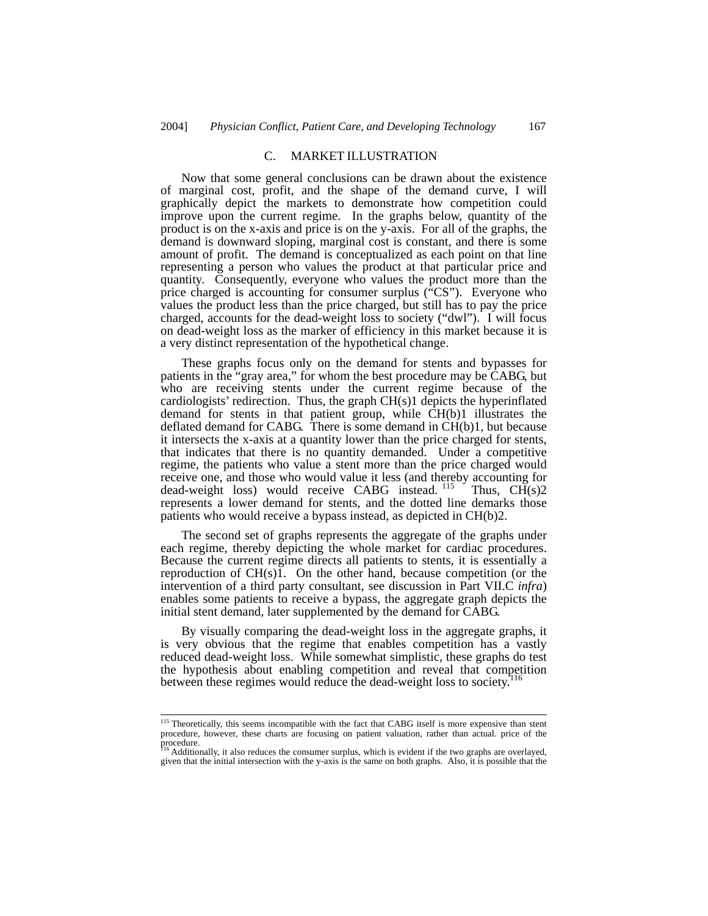### C. MARKET ILLUSTRATION

Now that some general conclusions can be drawn about the existence of marginal cost, profit, and the shape of the demand curve, I will graphically depict the markets to demonstrate how competition could improve upon the current regime. In the graphs below, quantity of the product is on the x-axis and price is on the y-axis. For all of the graphs, the demand is downward sloping, marginal cost is constant, and there is some amount of profit. The demand is conceptualized as each point on that line representing a person who values the product at that particular price and quantity. Consequently, everyone who values the product more than the price charged is accounting for consumer surplus ("CS"). Everyone who values the product less than the price charged, but still has to pay the price charged, accounts for the dead-weight loss to society ("dwl"). I will focus on dead-weight loss as the marker of efficiency in this market because it is a very distinct representation of the hypothetical change.

These graphs focus only on the demand for stents and bypasses for patients in the "gray area," for whom the best procedure may be CABG, but who are receiving stents under the current regime because of the cardiologists' redirection. Thus, the graph CH(s)1 depicts the hyperinflated demand for stents in that patient group, while CH(b)1 illustrates the deflated demand for CABG. There is some demand in CH(b)1, but because it intersects the x-axis at a quantity lower than the price charged for stents, that indicates that there is no quantity demanded. Under a competitive regime, the patients who value a stent more than the price charged would receive one, and those who would value it less (and thereby accounting for dead-weight loss) would receive CABG instead.[115] Thus, CH(s)2 represents a lower demand for stents, and the dotted line demarks those patients who would receive a bypass instead, as depicted in CH(b)2.

The second set of graphs represents the aggregate of the graphs under each regime, thereby depicting the whole market for cardiac procedures. Because the current regime directs all patients to stents, it is essentially a reproduction of CH(s)1. On the other hand, because competition (or the intervention of a third party consultant, see discussion in Part VII.C *infra*) enables some patients to receive a bypass, the aggregate graph depicts the initial stent demand, later supplemented by the demand for CABG.

By visually comparing the dead-weight loss in the aggregate graphs, it is very obvious that the regime that enables competition has a vastly reduced dead-weight loss. While somewhat simplistic, these graphs do test the hypothesis about enabling competition and reveal that competition between these regimes would reduce the dead-weight loss to society.[116]

---

[115] Theoretically, this seems incompatible with the fact that CABG itself is more expensive than stent procedure, however, these charts are focusing on patient valuation, rather than actual. price of the procedure.

[116] Additionally, it also reduces the consumer surplus, which is evident if the two graphs are overlayed, given that the initial intersection with the y-axis is the same on both graphs. Also, it is possible that the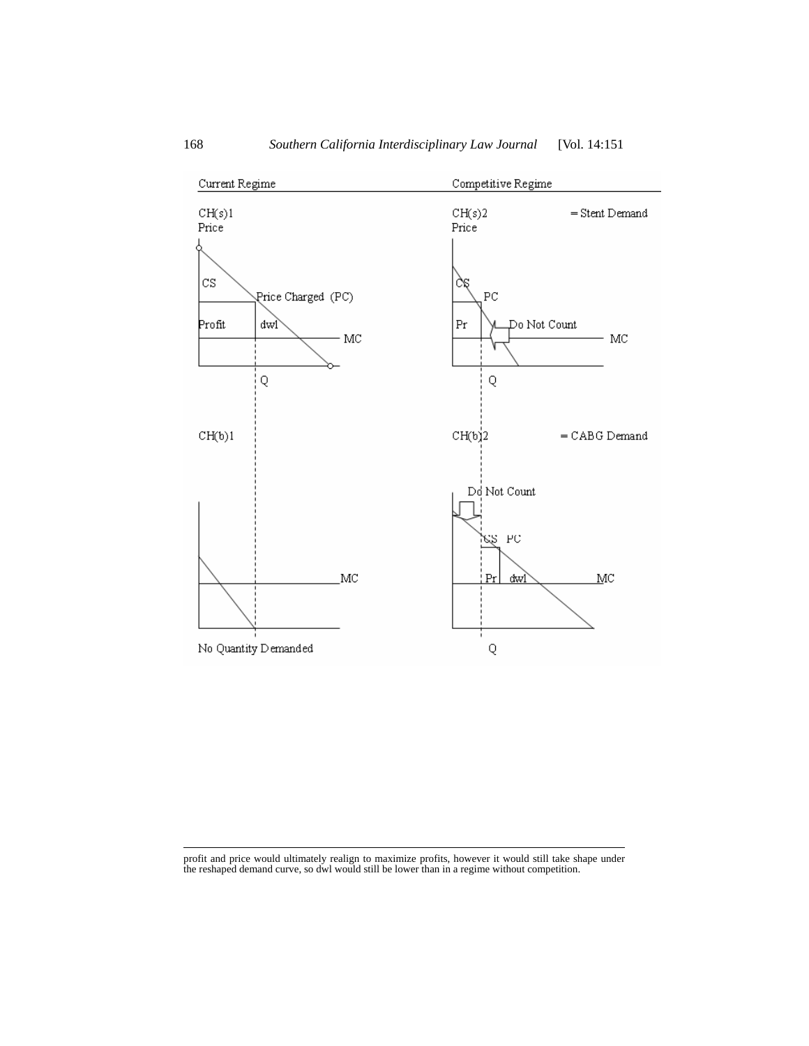Current Regime

CH(s)1
Price

CS

Price Charged (PC)

Profit

dwl

MC

Q

CH(b)1

MC

No Quantity Demanded

Competitive Regime

CH(s)2 = Stent Demand
Price

CS

PC

Pr

Do Not Count

MC

Q

CH(b)2 = CABG Demand

Do Not Count

CS PC

Pr

dwl

MC

Q

---

profit and price would ultimately realign to maximize profits, however it would still take shape under the reshaped demand curve, so dwl would still be lower than in a regime without competition.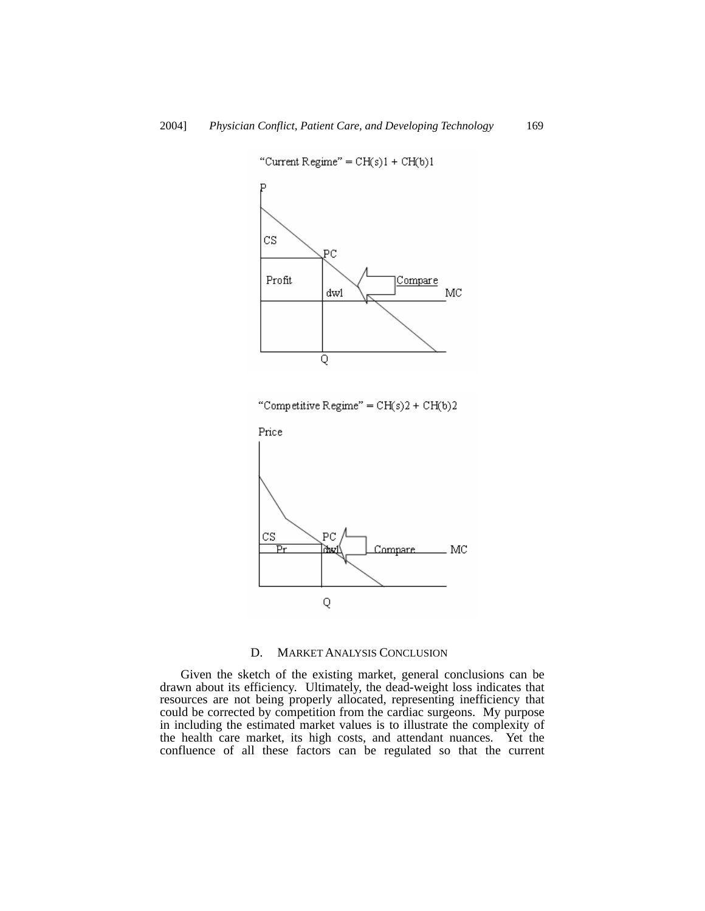"Current Regime" = CH(s)1 + CH(b)1

"Competitive Regime" = CH(s)2 + CH(b)2

### D. Market Analysis Conclusion

Given the sketch of the existing market, general conclusions can be drawn about its efficiency. Ultimately, the dead-weight loss indicates that resources are not being properly allocated, representing inefficiency that could be corrected by competition from the cardiac surgeons. My purpose in including the estimated market values is to illustrate the complexity of the health care market, its high costs, and attendant nuances. Yet the confluence of all these factors can be regulated so that the current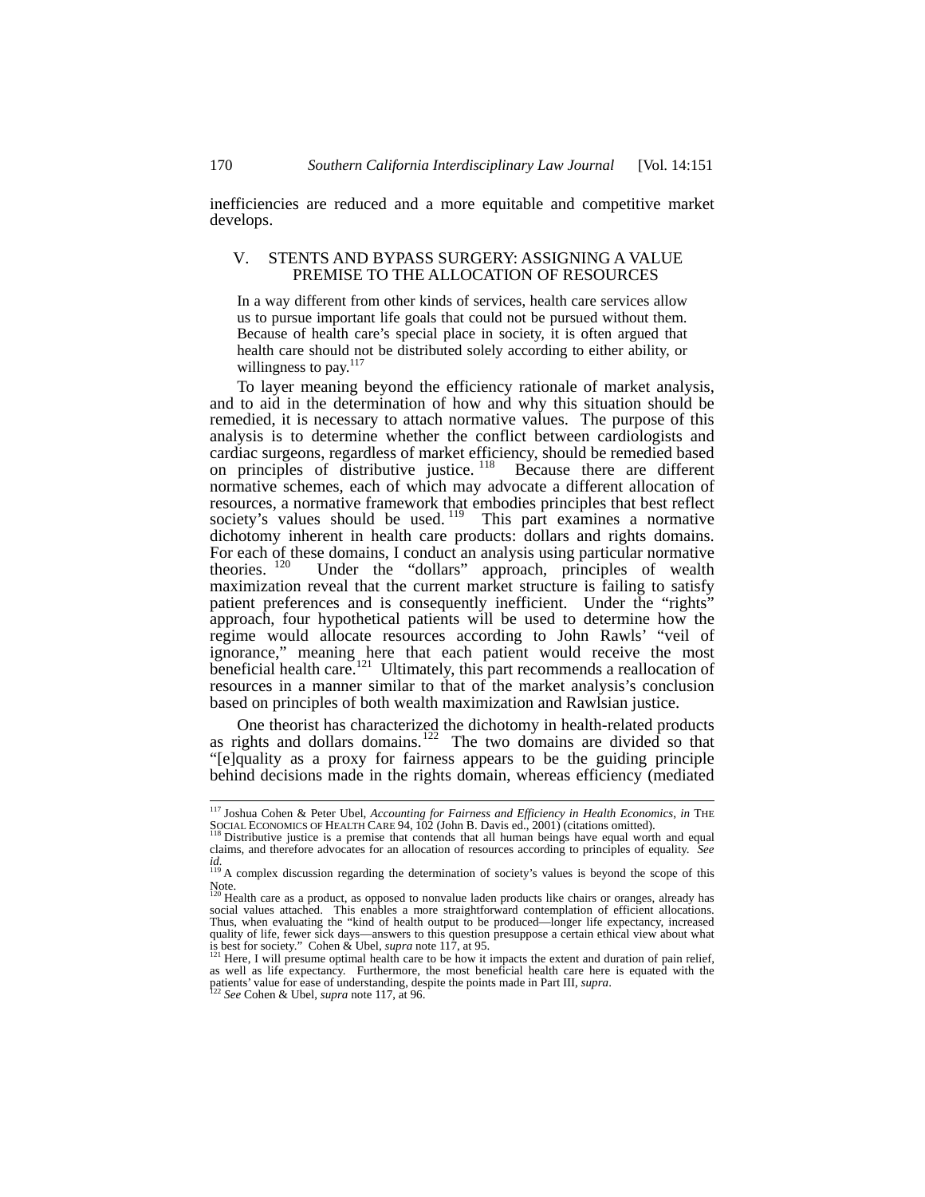inefficiencies are reduced and a more equitable and competitive market develops.

## V. STENTS AND BYPASS SURGERY: ASSIGNING A VALUE PREMISE TO THE ALLOCATION OF RESOURCES

> In a way different from other kinds of services, health care services allow us to pursue important life goals that could not be pursued without them. Because of health care's special place in society, it is often argued that health care should not be distributed solely according to either ability, or willingness to pay.[117]

To layer meaning beyond the efficiency rationale of market analysis, and to aid in the determination of how and why this situation should be remedied, it is necessary to attach normative values. The purpose of this analysis is to determine whether the conflict between cardiologists and cardiac surgeons, regardless of market efficiency, should be remedied based on principles of distributive justice.[118] Because there are different normative schemes, each of which may advocate a different allocation of resources, a normative framework that embodies principles that best reflect society's values should be used.[119] This part examines a normative dichotomy inherent in health care products: dollars and rights domains. For each of these domains, I conduct an analysis using particular normative theories.[120] Under the "dollars" approach, principles of wealth maximization reveal that the current market structure is failing to satisfy patient preferences and is consequently inefficient. Under the "rights" approach, four hypothetical patients will be used to determine how the regime would allocate resources according to John Rawls' "veil of ignorance," meaning here that each patient would receive the most beneficial health care.[121] Ultimately, this part recommends a reallocation of resources in a manner similar to that of the market analysis's conclusion based on principles of both wealth maximization and Rawlsian justice.

One theorist has characterized the dichotomy in health-related products as rights and dollars domains.[122] The two domains are divided so that "[e]quality as a proxy for fairness appears to be the guiding principle behind decisions made in the rights domain, whereas efficiency (mediated

---

[117] Joshua Cohen & Peter Ubel, *Accounting for Fairness and Efficiency in Health Economics*, *in* THE SOCIAL ECONOMICS OF HEALTH CARE 94, 102 (John B. Davis ed., 2001) (citations omitted).

[118] Distributive justice is a premise that contends that all human beings have equal worth and equal claims, and therefore advocates for an allocation of resources according to principles of equality. *See id.*

[119] A complex discussion regarding the determination of society's values is beyond the scope of this Note.

[120] Health care as a product, as opposed to nonvalue laden products like chairs or oranges, already has social values attached. This enables a more straightforward contemplation of efficient allocations. Thus, when evaluating the "kind of health output to be produced—longer life expectancy, increased quality of life, fewer sick days—answers to this question presuppose a certain ethical view about what is best for society." Cohen & Ubel, *supra* note 117, at 95.

[121] Here, I will presume optimal health care to be how it impacts the extent and duration of pain relief, as well as life expectancy. Furthermore, the most beneficial health care here is equated with the patients' value for ease of understanding, despite the points made in Part III, *supra*.

[122] *See* Cohen & Ubel, *supra* note 117, at 96.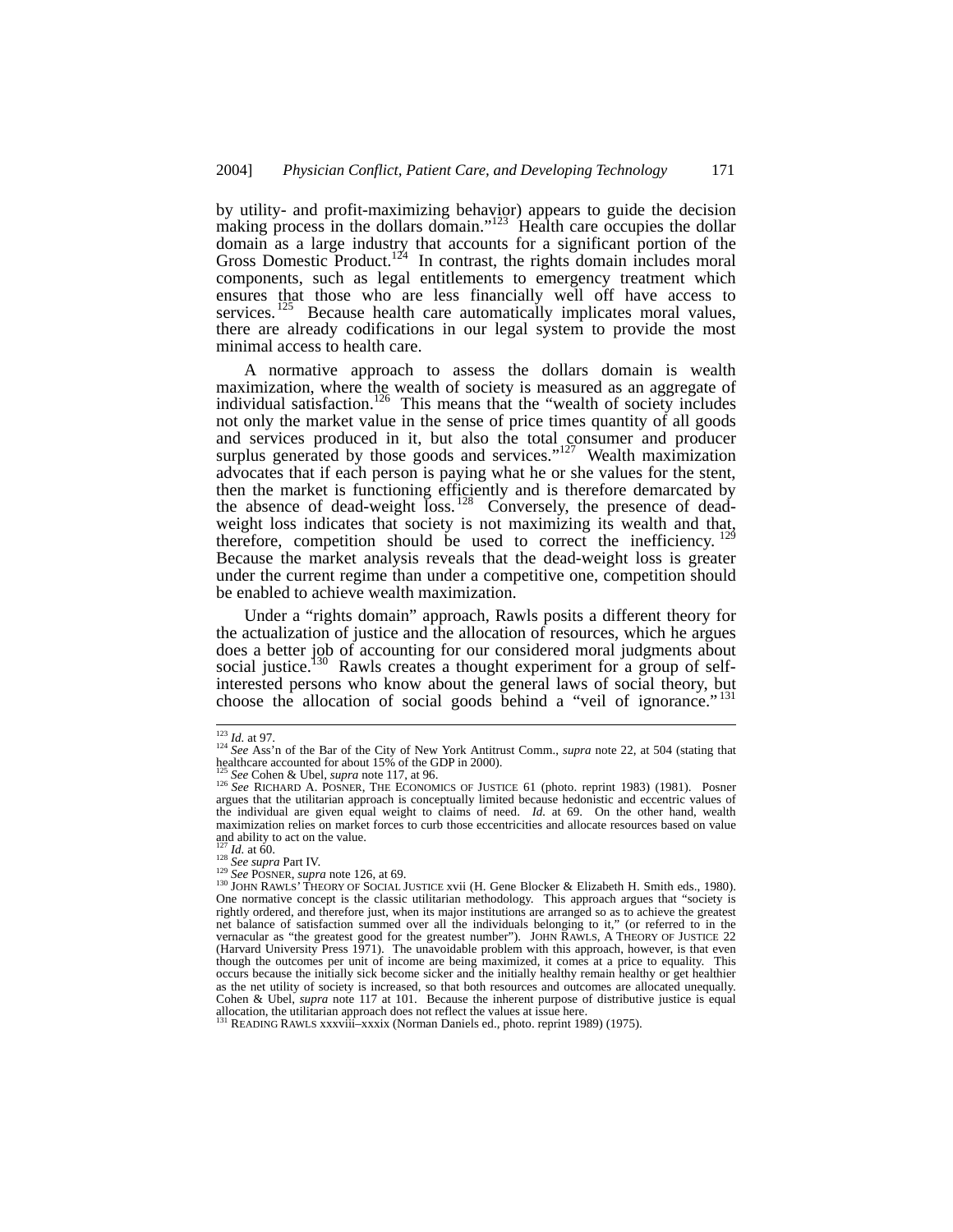by utility- and profit-maximizing behavior) appears to guide the decision making process in the dollars domain."[123] Health care occupies the dollar domain as a large industry that accounts for a significant portion of the Gross Domestic Product.[124] In contrast, the rights domain includes moral components, such as legal entitlements to emergency treatment which ensures that those who are less financially well off have access to services.[125] Because health care automatically implicates moral values, there are already codifications in our legal system to provide the most minimal access to health care.

A normative approach to assess the dollars domain is wealth maximization, where the wealth of society is measured as an aggregate of individual satisfaction.[126] This means that the "wealth of society includes not only the market value in the sense of price times quantity of all goods and services produced in it, but also the total consumer and producer surplus generated by those goods and services."[127] Wealth maximization advocates that if each person is paying what he or she values for the stent, then the market is functioning efficiently and is therefore demarcated by the absence of dead-weight loss.[128] Conversely, the presence of dead-weight loss indicates that society is not maximizing its wealth and that, therefore, competition should be used to correct the inefficiency.[129] Because the market analysis reveals that the dead-weight loss is greater under the current regime than under a competitive one, competition should be enabled to achieve wealth maximization.

Under a "rights domain" approach, Rawls posits a different theory for the actualization of justice and the allocation of resources, which he argues does a better job of accounting for our considered moral judgments about social justice.[130] Rawls creates a thought experiment for a group of self-interested persons who know about the general laws of social theory, but choose the allocation of social goods behind a "veil of ignorance."[131]

---

[123] *Id.* at 97.

[124] *See* Ass'n of the Bar of the City of New York Antitrust Comm., *supra* note 22, at 504 (stating that healthcare accounted for about 15% of the GDP in 2000).

[125] *See* Cohen & Ubel, *supra* note 117, at 96.

[126] *See* RICHARD A. POSNER, THE ECONOMICS OF JUSTICE 61 (photo. reprint 1983) (1981). Posner argues that the utilitarian approach is conceptually limited because hedonistic and eccentric values of the individual are given equal weight to claims of need. *Id.* at 69. On the other hand, wealth maximization relies on market forces to curb those eccentricities and allocate resources based on value and ability to act on the value.

[127] *Id.* at 60.

[128] *See supra* Part IV.

[129] *See* POSNER, *supra* note 126, at 69.

[130] JOHN RAWLS' THEORY OF SOCIAL JUSTICE xvii (H. Gene Blocker & Elizabeth H. Smith eds., 1980). One normative concept is the classic utilitarian methodology. This approach argues that "society is rightly ordered, and therefore just, when its major institutions are arranged so as to achieve the greatest net balance of satisfaction summed over all the individuals belonging to it," (or referred to in the vernacular as "the greatest good for the greatest number"). JOHN RAWLS, A THEORY OF JUSTICE 22 (Harvard University Press 1971). The unavoidable problem with this approach, however, is that even though the outcomes per unit of income are being maximized, it comes at a price to equality. This occurs because the initially sick become sicker and the initially healthy remain healthy or get healthier as the net utility of society is increased, so that both resources and outcomes are allocated unequally. Cohen & Ubel, *supra* note 117 at 101. Because the inherent purpose of distributive justice is equal allocation, the utilitarian approach does not reflect the values at issue here.

[131] READING RAWLS xxxviii–xxxix (Norman Daniels ed., photo. reprint 1989) (1975).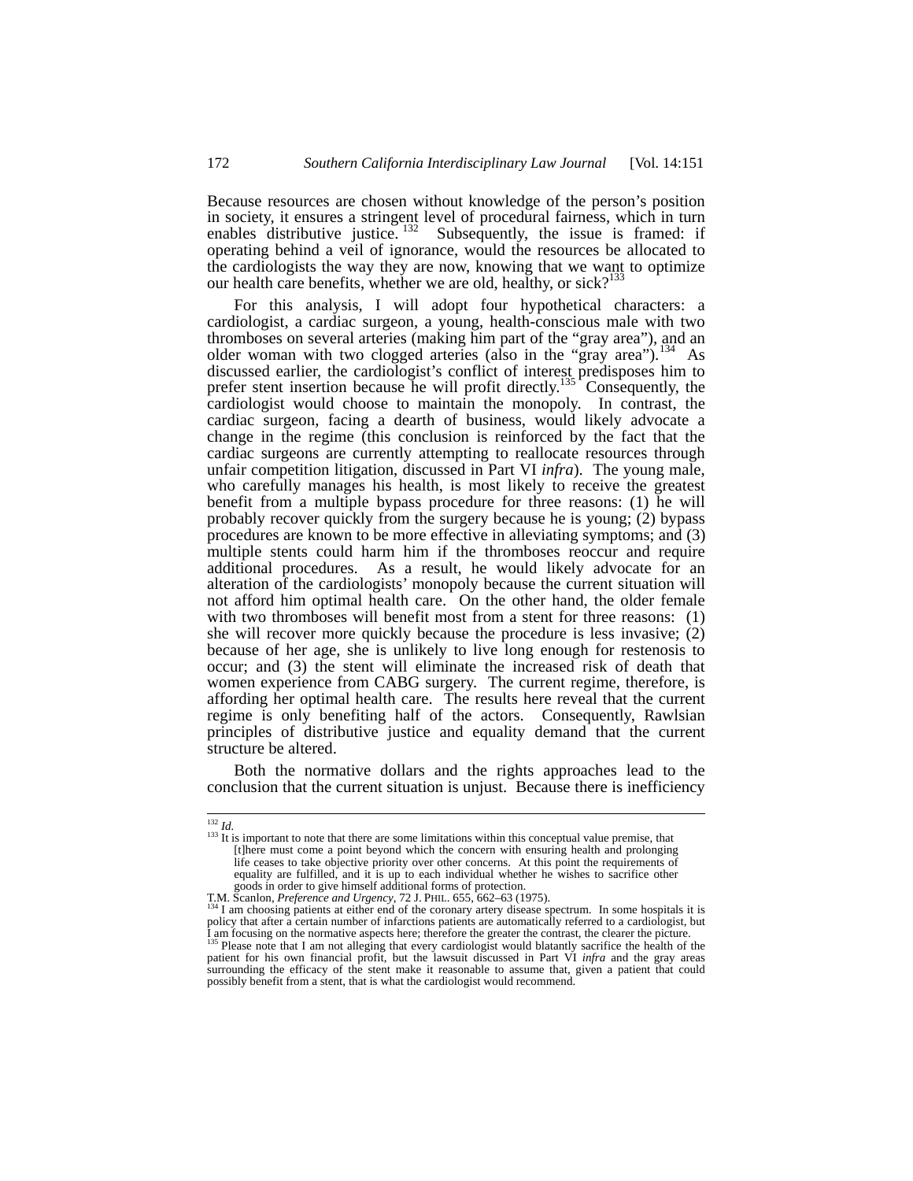Because resources are chosen without knowledge of the person's position in society, it ensures a stringent level of procedural fairness, which in turn enables distributive justice.[132] Subsequently, the issue is framed: if operating behind a veil of ignorance, would the resources be allocated to the cardiologists the way they are now, knowing that we want to optimize our health care benefits, whether we are old, healthy, or sick?[133]

For this analysis, I will adopt four hypothetical characters: a cardiologist, a cardiac surgeon, a young, health-conscious male with two thromboses on several arteries (making him part of the "gray area"), and an older woman with two clogged arteries (also in the "gray area").[134] As discussed earlier, the cardiologist's conflict of interest predisposes him to prefer stent insertion because he will profit directly.[135] Consequently, the cardiologist would choose to maintain the monopoly. In contrast, the cardiac surgeon, facing a dearth of business, would likely advocate a change in the regime (this conclusion is reinforced by the fact that the cardiac surgeons are currently attempting to reallocate resources through unfair competition litigation, discussed in Part VI *infra*). The young male, who carefully manages his health, is most likely to receive the greatest benefit from a multiple bypass procedure for three reasons: (1) he will probably recover quickly from the surgery because he is young; (2) bypass procedures are known to be more effective in alleviating symptoms; and (3) multiple stents could harm him if the thromboses reoccur and require additional procedures. As a result, he would likely advocate for an alteration of the cardiologists' monopoly because the current situation will not afford him optimal health care. On the other hand, the older female with two thromboses will benefit most from a stent for three reasons: (1) she will recover more quickly because the procedure is less invasive; (2) because of her age, she is unlikely to live long enough for restenosis to occur; and (3) the stent will eliminate the increased risk of death that women experience from CABG surgery. The current regime, therefore, is affording her optimal health care. The results here reveal that the current regime is only benefiting half of the actors. Consequently, Rawlsian principles of distributive justice and equality demand that the current structure be altered.

Both the normative dollars and the rights approaches lead to the conclusion that the current situation is unjust. Because there is inefficiency

---

[132] *Id.*

[133] It is important to note that there are some limitations within this conceptual value premise, that

> [t]here must come a point beyond which the concern with ensuring health and prolonging life ceases to take objective priority over other concerns. At this point the requirements of equality are fulfilled, and it is up to each individual whether he wishes to sacrifice other goods in order to give himself additional forms of protection.

T.M. Scanlon, *Preference and Urgency*, 72 J. PHIL. 655, 662–63 (1975).

[134] I am choosing patients at either end of the coronary artery disease spectrum. In some hospitals it is policy that after a certain number of infarctions patients are automatically referred to a cardiologist, but I am focusing on the normative aspects here; therefore the greater the contrast, the clearer the picture.

[135] Please note that I am not alleging that every cardiologist would blatantly sacrifice the health of the patient for his own financial profit, but the lawsuit discussed in Part VI *infra* and the gray areas surrounding the efficacy of the stent make it reasonable to assume that, given a patient that could possibly benefit from a stent, that is what the cardiologist would recommend.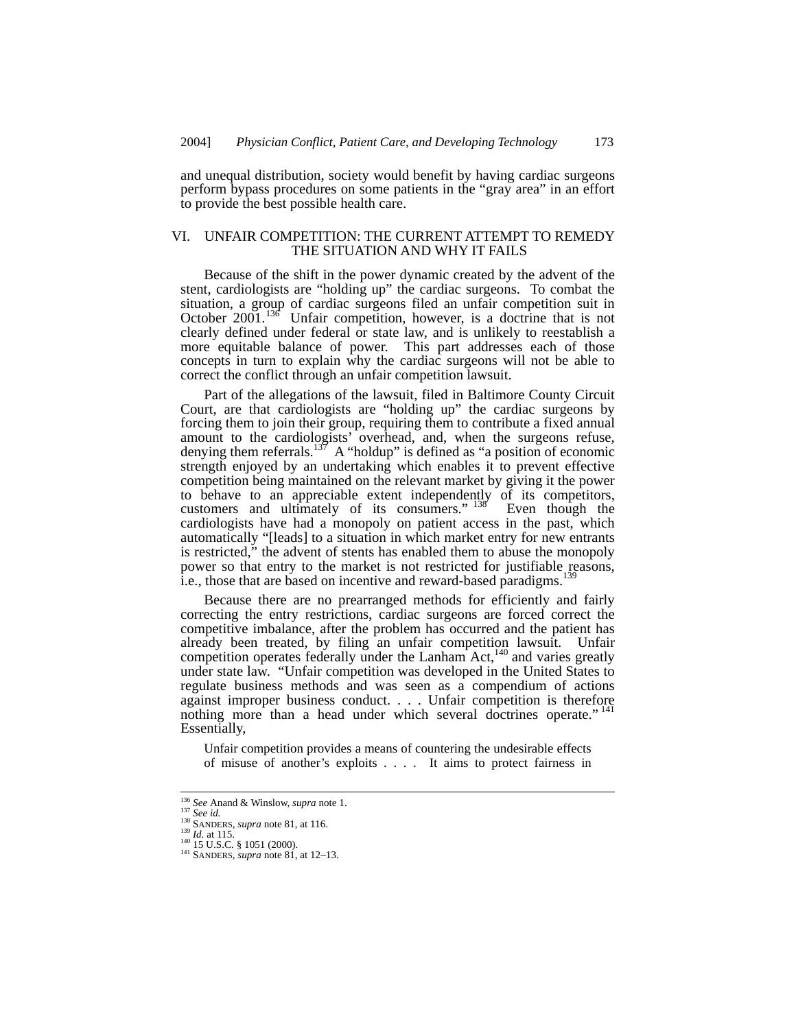and unequal distribution, society would benefit by having cardiac surgeons perform bypass procedures on some patients in the "gray area" in an effort to provide the best possible health care.

## VI. UNFAIR COMPETITION: THE CURRENT ATTEMPT TO REMEDY THE SITUATION AND WHY IT FAILS

Because of the shift in the power dynamic created by the advent of the stent, cardiologists are "holding up" the cardiac surgeons. To combat the situation, a group of cardiac surgeons filed an unfair competition suit in October 2001.[136] Unfair competition, however, is a doctrine that is not clearly defined under federal or state law, and is unlikely to reestablish a more equitable balance of power. This part addresses each of those concepts in turn to explain why the cardiac surgeons will not be able to correct the conflict through an unfair competition lawsuit.

Part of the allegations of the lawsuit, filed in Baltimore County Circuit Court, are that cardiologists are "holding up" the cardiac surgeons by forcing them to join their group, requiring them to contribute a fixed annual amount to the cardiologists' overhead, and, when the surgeons refuse, denying them referrals.[137] A "holdup" is defined as "a position of economic strength enjoyed by an undertaking which enables it to prevent effective competition being maintained on the relevant market by giving it the power to behave to an appreciable extent independently of its competitors, customers and ultimately of its consumers."[138] Even though the cardiologists have had a monopoly on patient access in the past, which automatically "[leads] to a situation in which market entry for new entrants is restricted," the advent of stents has enabled them to abuse the monopoly power so that entry to the market is not restricted for justifiable reasons, i.e., those that are based on incentive and reward-based paradigms.[139]

Because there are no prearranged methods for efficiently and fairly correcting the entry restrictions, cardiac surgeons are forced correct the competitive imbalance, after the problem has occurred and the patient has already been treated, by filing an unfair competition lawsuit. Unfair competition operates federally under the Lanham Act,[140] and varies greatly under state law. "Unfair competition was developed in the United States to regulate business methods and was seen as a compendium of actions against improper business conduct. . . . Unfair competition is therefore nothing more than a head under which several doctrines operate."[141] Essentially,

> Unfair competition provides a means of countering the undesirable effects of misuse of another's exploits . . . . It aims to protect fairness in

---

[136] *See* Anand & Winslow, *supra* note 1.
[137] *See id.*
[138] SANDERS, *supra* note 81, at 116.
[139] *Id.* at 115.
[140] 15 U.S.C. § 1051 (2000).
[141] SANDERS, *supra* note 81, at 12–13.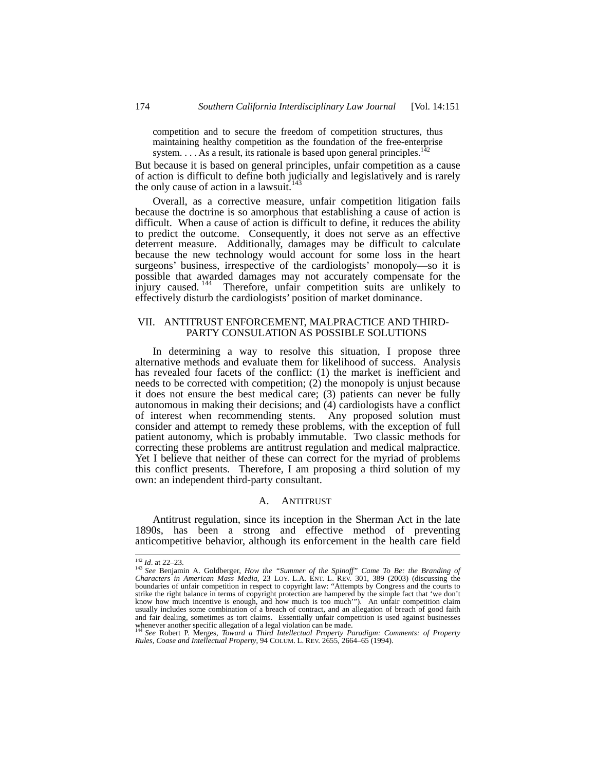> competition and to secure the freedom of competition structures, thus maintaining healthy competition as the foundation of the free-enterprise system. . . . As a result, its rationale is based upon general principles.[142]

But because it is based on general principles, unfair competition as a cause of action is difficult to define both judicially and legislatively and is rarely the only cause of action in a lawsuit.[143]

Overall, as a corrective measure, unfair competition litigation fails because the doctrine is so amorphous that establishing a cause of action is difficult. When a cause of action is difficult to define, it reduces the ability to predict the outcome. Consequently, it does not serve as an effective deterrent measure. Additionally, damages may be difficult to calculate because the new technology would account for some loss in the heart surgeons' business, irrespective of the cardiologists' monopoly—so it is possible that awarded damages may not accurately compensate for the injury caused.[144] Therefore, unfair competition suits are unlikely to effectively disturb the cardiologists' position of market dominance.

## VII. ANTITRUST ENFORCEMENT, MALPRACTICE AND THIRD-PARTY CONSULATION AS POSSIBLE SOLUTIONS

In determining a way to resolve this situation, I propose three alternative methods and evaluate them for likelihood of success. Analysis has revealed four facets of the conflict: (1) the market is inefficient and needs to be corrected with competition; (2) the monopoly is unjust because it does not ensure the best medical care; (3) patients can never be fully autonomous in making their decisions; and (4) cardiologists have a conflict of interest when recommending stents. Any proposed solution must consider and attempt to remedy these problems, with the exception of full patient autonomy, which is probably immutable. Two classic methods for correcting these problems are antitrust regulation and medical malpractice. Yet I believe that neither of these can correct for the myriad of problems this conflict presents. Therefore, I am proposing a third solution of my own: an independent third-party consultant.

### A. ANTITRUST

Antitrust regulation, since its inception in the Sherman Act in the late 1890s, has been a strong and effective method of preventing anticompetitive behavior, although its enforcement in the health care field

---

[142] *Id*. at 22–23.

[143] *See* Benjamin A. Goldberger, *How the "Summer of the Spinoff" Came To Be: the Branding of Characters in American Mass Media*, 23 LOY. L.A. ENT. L. REV. 301, 389 (2003) (discussing the boundaries of unfair competition in respect to copyright law: "Attempts by Congress and the courts to strike the right balance in terms of copyright protection are hampered by the simple fact that 'we don't know how much incentive is enough, and how much is too much'"). An unfair competition claim usually includes some combination of a breach of contract, and an allegation of breach of good faith and fair dealing, sometimes as tort claims. Essentially unfair competition is used against businesses whenever another specific allegation of a legal violation can be made.

[144] *See* Robert P. Merges, *Toward a Third Intellectual Property Paradigm: Comments: of Property Rules, Coase and Intellectual Property*, 94 COLUM. L. REV. 2655, 2664–65 (1994).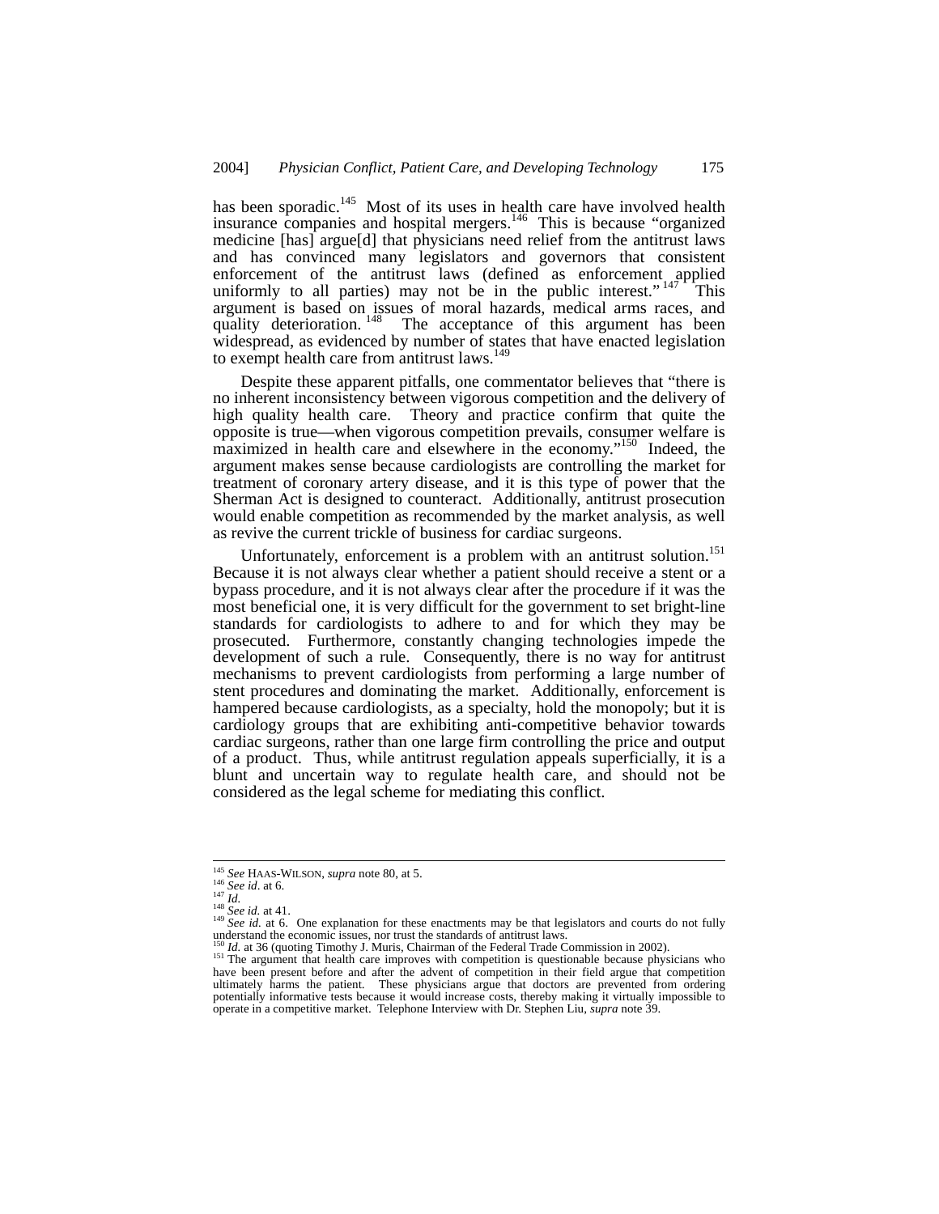has been sporadic.[145] Most of its uses in health care have involved health insurance companies and hospital mergers.[146] This is because "organized medicine [has] argue[d] that physicians need relief from the antitrust laws and has convinced many legislators and governors that consistent enforcement of the antitrust laws (defined as enforcement applied uniformly to all parties) may not be in the public interest."[147] This argument is based on issues of moral hazards, medical arms races, and quality deterioration.[148] The acceptance of this argument has been widespread, as evidenced by number of states that have enacted legislation to exempt health care from antitrust laws.[149]

Despite these apparent pitfalls, one commentator believes that "there is no inherent inconsistency between vigorous competition and the delivery of high quality health care. Theory and practice confirm that quite the opposite is true—when vigorous competition prevails, consumer welfare is maximized in health care and elsewhere in the economy."[150] Indeed, the argument makes sense because cardiologists are controlling the market for treatment of coronary artery disease, and it is this type of power that the Sherman Act is designed to counteract. Additionally, antitrust prosecution would enable competition as recommended by the market analysis, as well as revive the current trickle of business for cardiac surgeons.

Unfortunately, enforcement is a problem with an antitrust solution.[151] Because it is not always clear whether a patient should receive a stent or a bypass procedure, and it is not always clear after the procedure if it was the most beneficial one, it is very difficult for the government to set bright-line standards for cardiologists to adhere to and for which they may be prosecuted. Furthermore, constantly changing technologies impede the development of such a rule. Consequently, there is no way for antitrust mechanisms to prevent cardiologists from performing a large number of stent procedures and dominating the market. Additionally, enforcement is hampered because cardiologists, as a specialty, hold the monopoly; but it is cardiology groups that are exhibiting anti-competitive behavior towards cardiac surgeons, rather than one large firm controlling the price and output of a product. Thus, while antitrust regulation appeals superficially, it is a blunt and uncertain way to regulate health care, and should not be considered as the legal scheme for mediating this conflict.

---

[145] *See* HAAS-WILSON, *supra* note 80, at 5.
[146] *See id*. at 6.
[147] *Id.*
[148] *See id.* at 41.
[149] *See id.* at 6. One explanation for these enactments may be that legislators and courts do not fully understand the economic issues, nor trust the standards of antitrust laws.
[150] *Id.* at 36 (quoting Timothy J. Muris, Chairman of the Federal Trade Commission in 2002).
[151] The argument that health care improves with competition is questionable because physicians who have been present before and after the advent of competition in their field argue that competition ultimately harms the patient. These physicians argue that doctors are prevented from ordering potentially informative tests because it would increase costs, thereby making it virtually impossible to operate in a competitive market. Telephone Interview with Dr. Stephen Liu, *supra* note 39.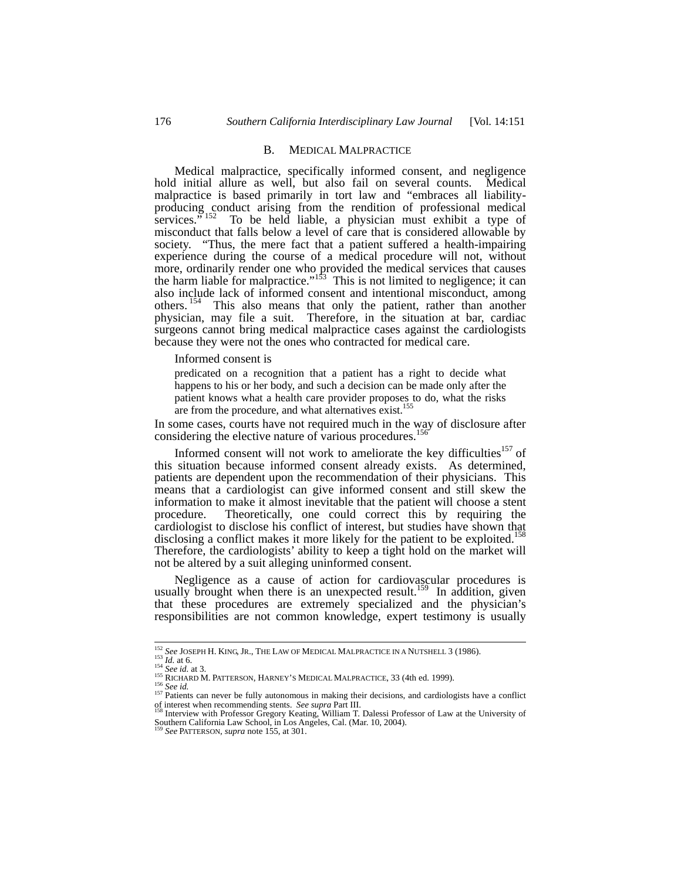## B. MEDICAL MALPRACTICE

Medical malpractice, specifically informed consent, and negligence hold initial allure as well, but also fail on several counts. Medical malpractice is based primarily in tort law and "embraces all liability-producing conduct arising from the rendition of professional medical services."[152] To be held liable, a physician must exhibit a type of misconduct that falls below a level of care that is considered allowable by society. "Thus, the mere fact that a patient suffered a health-impairing experience during the course of a medical procedure will not, without more, ordinarily render one who provided the medical services that causes the harm liable for malpractice."[153] This is not limited to negligence; it can also include lack of informed consent and intentional misconduct, among others.[154] This also means that only the patient, rather than another physician, may file a suit. Therefore, in the situation at bar, cardiac surgeons cannot bring medical malpractice cases against the cardiologists because they were not the ones who contracted for medical care.

Informed consent is

> predicated on a recognition that a patient has a right to decide what happens to his or her body, and such a decision can be made only after the patient knows what a health care provider proposes to do, what the risks are from the procedure, and what alternatives exist.[155]

In some cases, courts have not required much in the way of disclosure after considering the elective nature of various procedures.[156]

Informed consent will not work to ameliorate the key difficulties[157] of this situation because informed consent already exists. As determined, patients are dependent upon the recommendation of their physicians. This means that a cardiologist can give informed consent and still skew the information to make it almost inevitable that the patient will choose a stent procedure. Theoretically, one could correct this by requiring the cardiologist to disclose his conflict of interest, but studies have shown that disclosing a conflict makes it more likely for the patient to be exploited.[158] Therefore, the cardiologists' ability to keep a tight hold on the market will not be altered by a suit alleging uninformed consent.

Negligence as a cause of action for cardiovascular procedures is usually brought when there is an unexpected result.[159] In addition, given that these procedures are extremely specialized and the physician's responsibilities are not common knowledge, expert testimony is usually

---

[152] *See* JOSEPH H. KING, JR., THE LAW OF MEDICAL MALPRACTICE IN A NUTSHELL 3 (1986).

[153] *Id.* at 6.

[154] *See id.* at 3.

[155] RICHARD M. PATTERSON, HARNEY'S MEDICAL MALPRACTICE, 33 (4th ed. 1999).

[156] *See id.*

[157] Patients can never be fully autonomous in making their decisions, and cardiologists have a conflict of interest when recommending stents. *See supra* Part III.

[158] Interview with Professor Gregory Keating, William T. Dalessi Professor of Law at the University of Southern California Law School, in Los Angeles, Cal. (Mar. 10, 2004).

[159] *See* PATTERSON, *supra* note 155, at 301.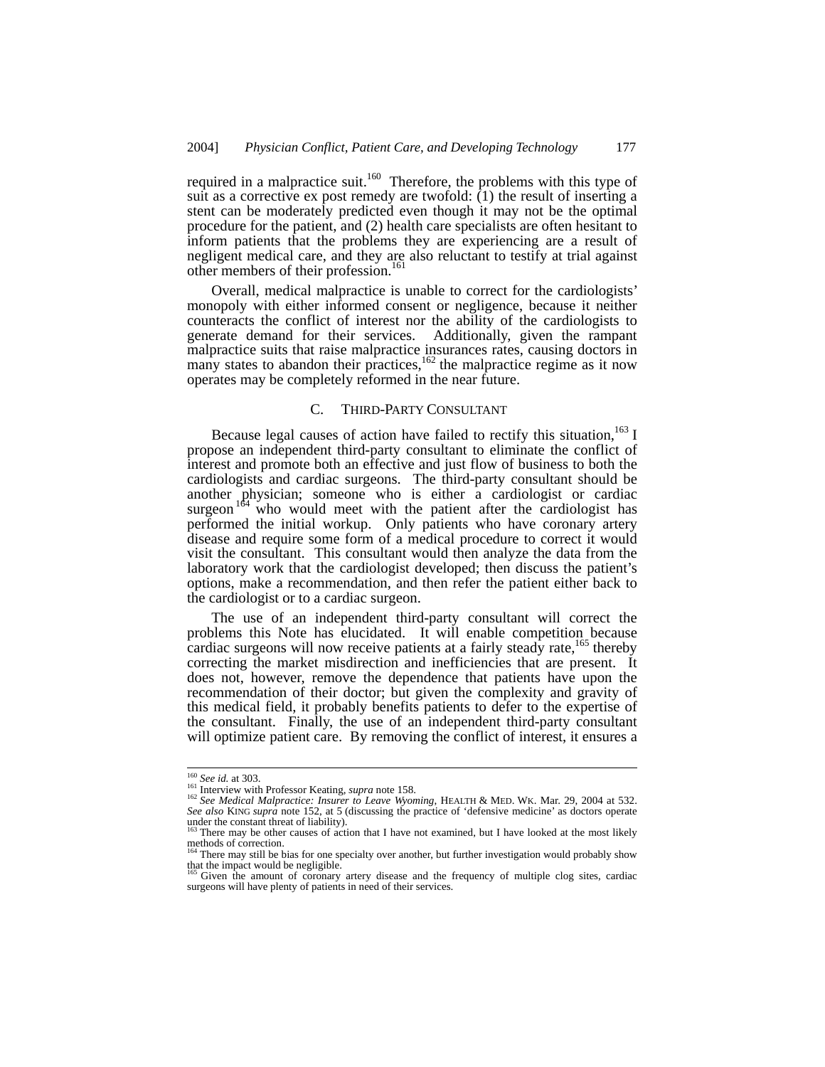required in a malpractice suit.[160] Therefore, the problems with this type of suit as a corrective ex post remedy are twofold: (1) the result of inserting a stent can be moderately predicted even though it may not be the optimal procedure for the patient, and (2) health care specialists are often hesitant to inform patients that the problems they are experiencing are a result of negligent medical care, and they are also reluctant to testify at trial against other members of their profession.[161]

Overall, medical malpractice is unable to correct for the cardiologists' monopoly with either informed consent or negligence, because it neither counteracts the conflict of interest nor the ability of the cardiologists to generate demand for their services. Additionally, given the rampant malpractice suits that raise malpractice insurances rates, causing doctors in many states to abandon their practices,[162] the malpractice regime as it now operates may be completely reformed in the near future.

### C. THIRD-PARTY CONSULTANT

Because legal causes of action have failed to rectify this situation,[163] I propose an independent third-party consultant to eliminate the conflict of interest and promote both an effective and just flow of business to both the cardiologists and cardiac surgeons. The third-party consultant should be another physician; someone who is either a cardiologist or cardiac surgeon[164] who would meet with the patient after the cardiologist has performed the initial workup. Only patients who have coronary artery disease and require some form of a medical procedure to correct it would visit the consultant. This consultant would then analyze the data from the laboratory work that the cardiologist developed; then discuss the patient's options, make a recommendation, and then refer the patient either back to the cardiologist or to a cardiac surgeon.

The use of an independent third-party consultant will correct the problems this Note has elucidated. It will enable competition because cardiac surgeons will now receive patients at a fairly steady rate,[165] thereby correcting the market misdirection and inefficiencies that are present. It does not, however, remove the dependence that patients have upon the recommendation of their doctor; but given the complexity and gravity of this medical field, it probably benefits patients to defer to the expertise of the consultant. Finally, the use of an independent third-party consultant will optimize patient care. By removing the conflict of interest, it ensures a

---

[160] *See id.* at 303.

[161] Interview with Professor Keating, *supra* note 158.

[162] *See Medical Malpractice: Insurer to Leave Wyoming*, HEALTH & MED. WK. Mar. 29, 2004 at 532. *See also* KING *supra* note 152, at 5 (discussing the practice of 'defensive medicine' as doctors operate under the constant threat of liability).

[163] There may be other causes of action that I have not examined, but I have looked at the most likely methods of correction.

[164] There may still be bias for one specialty over another, but further investigation would probably show that the impact would be negligible.

[165] Given the amount of coronary artery disease and the frequency of multiple clog sites, cardiac surgeons will have plenty of patients in need of their services.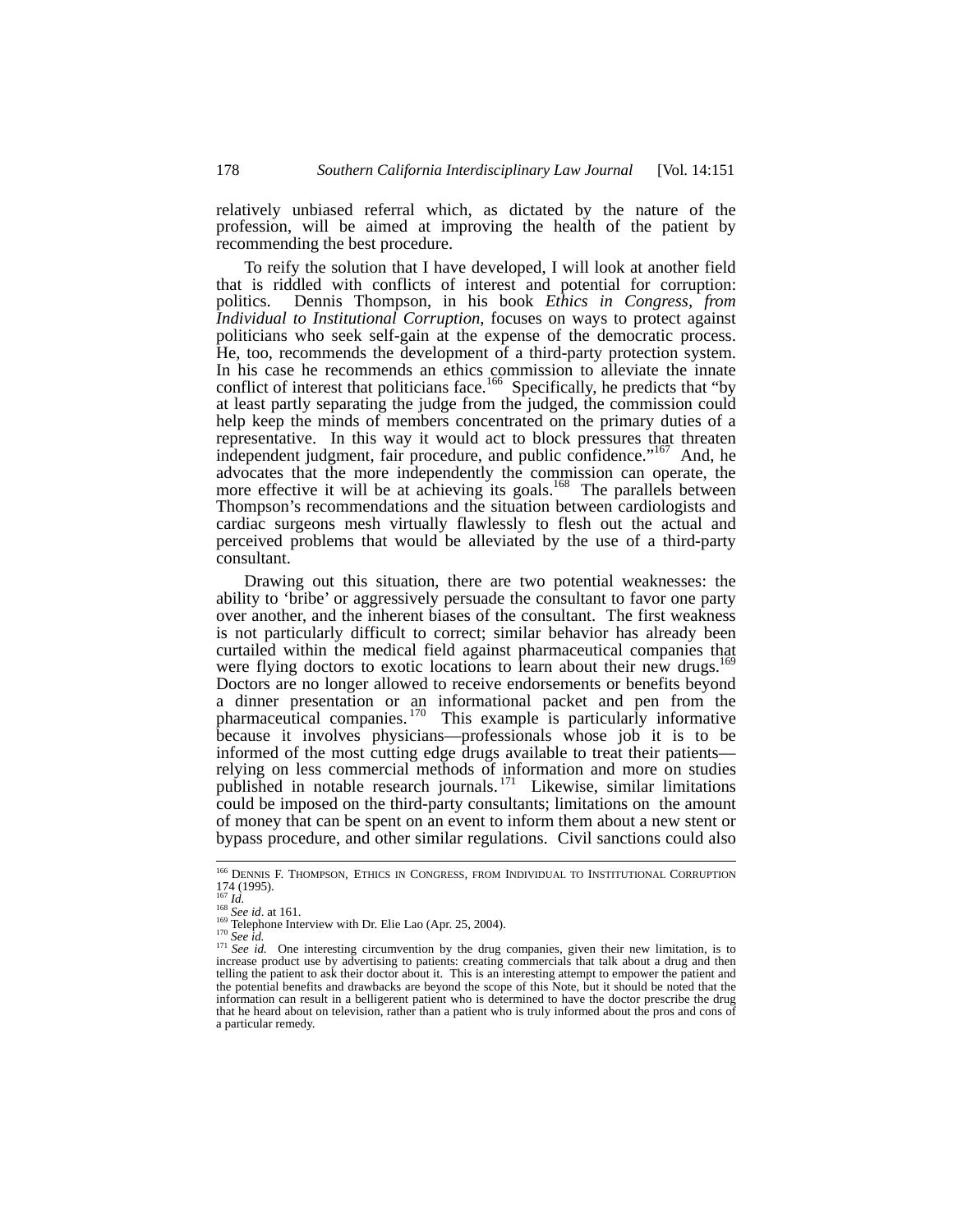relatively unbiased referral which, as dictated by the nature of the profession, will be aimed at improving the health of the patient by recommending the best procedure.

To reify the solution that I have developed, I will look at another field that is riddled with conflicts of interest and potential for corruption: politics. Dennis Thompson, in his book *Ethics in Congress, from Individual to Institutional Corruption*, focuses on ways to protect against politicians who seek self-gain at the expense of the democratic process. He, too, recommends the development of a third-party protection system. In his case he recommends an ethics commission to alleviate the innate conflict of interest that politicians face.[166] Specifically, he predicts that "by at least partly separating the judge from the judged, the commission could help keep the minds of members concentrated on the primary duties of a representative. In this way it would act to block pressures that threaten independent judgment, fair procedure, and public confidence."[167] And, he advocates that the more independently the commission can operate, the more effective it will be at achieving its goals.[168] The parallels between Thompson's recommendations and the situation between cardiologists and cardiac surgeons mesh virtually flawlessly to flesh out the actual and perceived problems that would be alleviated by the use of a third-party consultant.

Drawing out this situation, there are two potential weaknesses: the ability to 'bribe' or aggressively persuade the consultant to favor one party over another, and the inherent biases of the consultant. The first weakness is not particularly difficult to correct; similar behavior has already been curtailed within the medical field against pharmaceutical companies that were flying doctors to exotic locations to learn about their new drugs.[169] Doctors are no longer allowed to receive endorsements or benefits beyond a dinner presentation or an informational packet and pen from the pharmaceutical companies.[170] This example is particularly informative because it involves physicians—professionals whose job it is to be informed of the most cutting edge drugs available to treat their patients—relying on less commercial methods of information and more on studies published in notable research journals.[171] Likewise, similar limitations could be imposed on the third-party consultants; limitations on the amount of money that can be spent on an event to inform them about a new stent or bypass procedure, and other similar regulations. Civil sanctions could also

---

[166] DENNIS F. THOMPSON, ETHICS IN CONGRESS, FROM INDIVIDUAL TO INSTITUTIONAL CORRUPTION 174 (1995).

[167] *Id.*

[168] *See id*. at 161.

[169] Telephone Interview with Dr. Elie Lao (Apr. 25, 2004).

[170] *See id.*

[171] *See id.* One interesting circumvention by the drug companies, given their new limitation, is to increase product use by advertising to patients: creating commercials that talk about a drug and then telling the patient to ask their doctor about it. This is an interesting attempt to empower the patient and the potential benefits and drawbacks are beyond the scope of this Note, but it should be noted that the information can result in a belligerent patient who is determined to have the doctor prescribe the drug that he heard about on television, rather than a patient who is truly informed about the pros and cons of a particular remedy.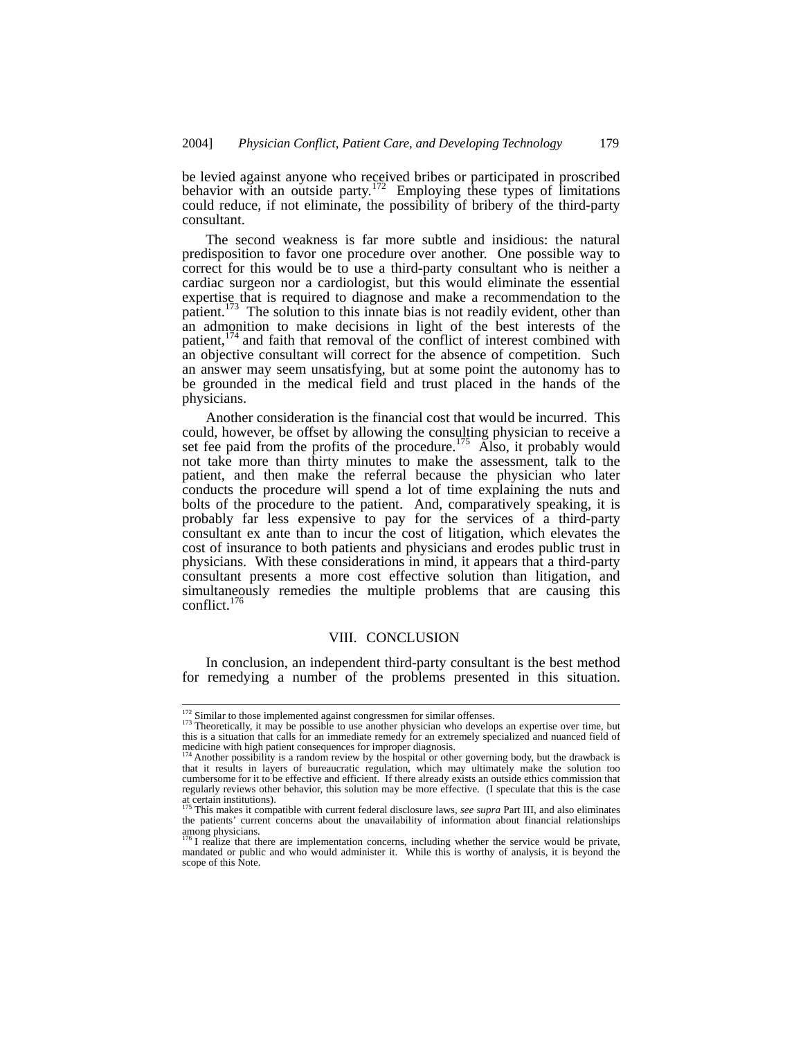be levied against anyone who received bribes or participated in proscribed behavior with an outside party.[172] Employing these types of limitations could reduce, if not eliminate, the possibility of bribery of the third-party consultant.

The second weakness is far more subtle and insidious: the natural predisposition to favor one procedure over another. One possible way to correct for this would be to use a third-party consultant who is neither a cardiac surgeon nor a cardiologist, but this would eliminate the essential expertise that is required to diagnose and make a recommendation to the patient.[173] The solution to this innate bias is not readily evident, other than an admonition to make decisions in light of the best interests of the patient,[174] and faith that removal of the conflict of interest combined with an objective consultant will correct for the absence of competition. Such an answer may seem unsatisfying, but at some point the autonomy has to be grounded in the medical field and trust placed in the hands of the physicians.

Another consideration is the financial cost that would be incurred. This could, however, be offset by allowing the consulting physician to receive a set fee paid from the profits of the procedure.[175] Also, it probably would not take more than thirty minutes to make the assessment, talk to the patient, and then make the referral because the physician who later conducts the procedure will spend a lot of time explaining the nuts and bolts of the procedure to the patient. And, comparatively speaking, it is probably far less expensive to pay for the services of a third-party consultant ex ante than to incur the cost of litigation, which elevates the cost of insurance to both patients and physicians and erodes public trust in physicians. With these considerations in mind, it appears that a third-party consultant presents a more cost effective solution than litigation, and simultaneously remedies the multiple problems that are causing this conflict.[176]

## VIII. CONCLUSION

In conclusion, an independent third-party consultant is the best method for remedying a number of the problems presented in this situation.

---

[172] Similar to those implemented against congressmen for similar offenses.

[173] Theoretically, it may be possible to use another physician who develops an expertise over time, but this is a situation that calls for an immediate remedy for an extremely specialized and nuanced field of medicine with high patient consequences for improper diagnosis.

[174] Another possibility is a random review by the hospital or other governing body, but the drawback is that it results in layers of bureaucratic regulation, which may ultimately make the solution too cumbersome for it to be effective and efficient. If there already exists an outside ethics commission that regularly reviews other behavior, this solution may be more effective. (I speculate that this is the case at certain institutions).

[175] This makes it compatible with current federal disclosure laws, *see supra* Part III, and also eliminates the patients' current concerns about the unavailability of information about financial relationships among physicians.

[176] I realize that there are implementation concerns, including whether the service would be private, mandated or public and who would administer it. While this is worthy of analysis, it is beyond the scope of this Note.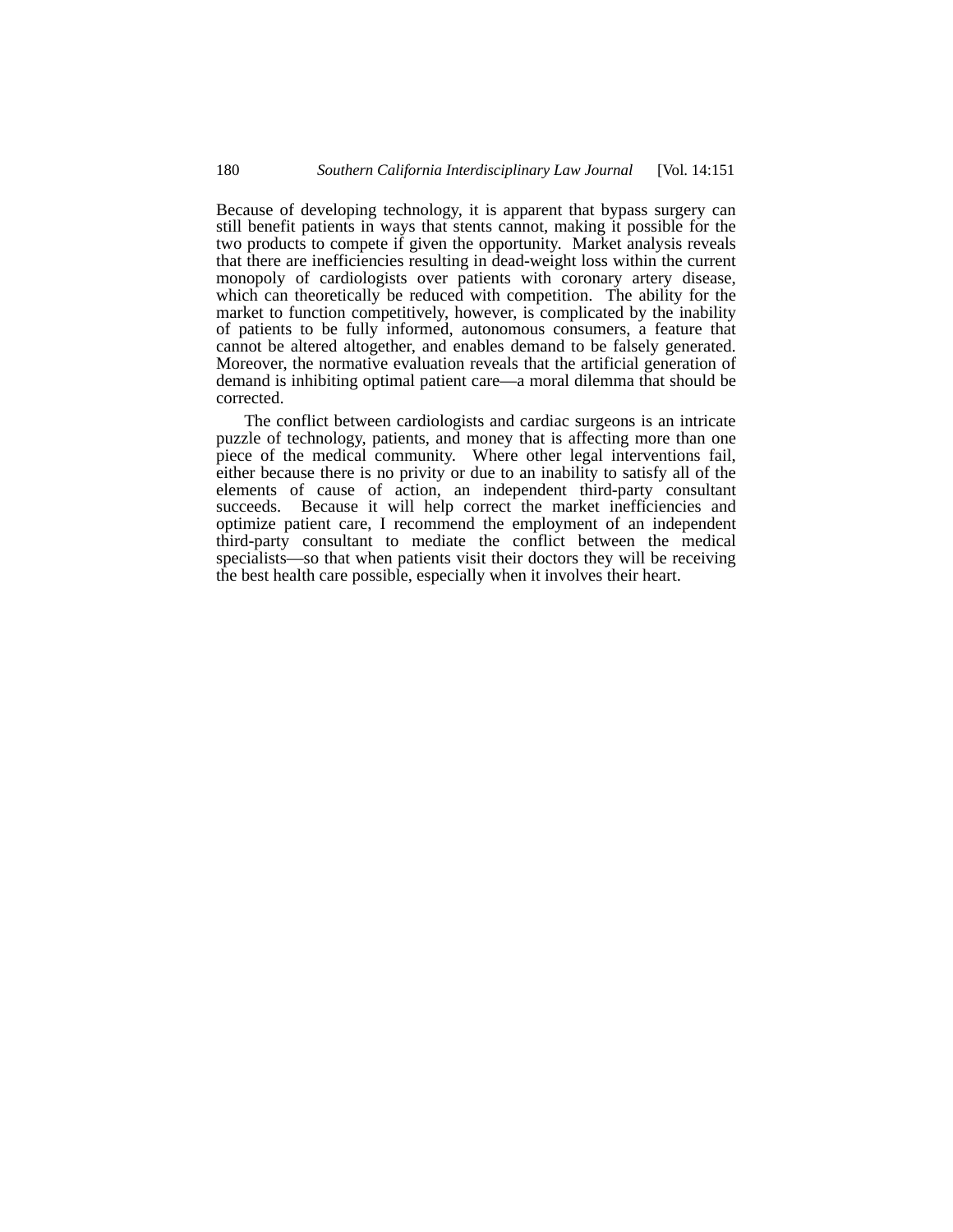Because of developing technology, it is apparent that bypass surgery can still benefit patients in ways that stents cannot, making it possible for the two products to compete if given the opportunity. Market analysis reveals that there are inefficiencies resulting in dead-weight loss within the current monopoly of cardiologists over patients with coronary artery disease, which can theoretically be reduced with competition. The ability for the market to function competitively, however, is complicated by the inability of patients to be fully informed, autonomous consumers, a feature that cannot be altered altogether, and enables demand to be falsely generated. Moreover, the normative evaluation reveals that the artificial generation of demand is inhibiting optimal patient care—a moral dilemma that should be corrected.

The conflict between cardiologists and cardiac surgeons is an intricate puzzle of technology, patients, and money that is affecting more than one piece of the medical community. Where other legal interventions fail, either because there is no privity or due to an inability to satisfy all of the elements of cause of action, an independent third-party consultant succeeds. Because it will help correct the market inefficiencies and optimize patient care, I recommend the employment of an independent third-party consultant to mediate the conflict between the medical specialists—so that when patients visit their doctors they will be receiving the best health care possible, especially when it involves their heart.